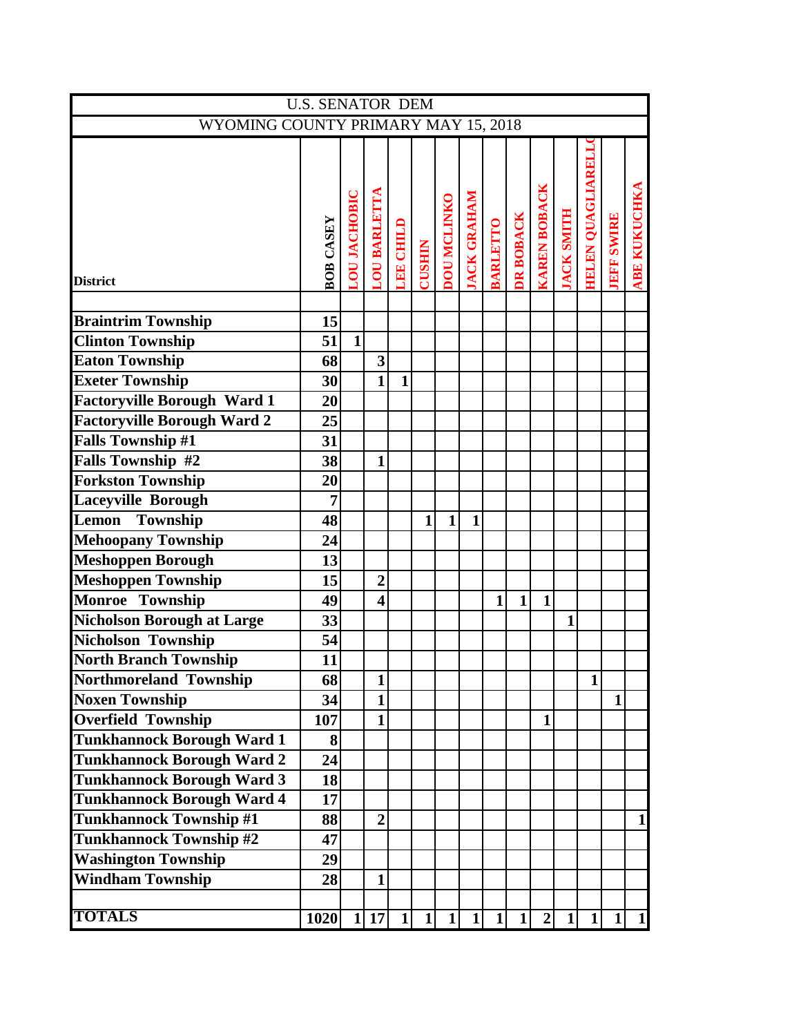| U.S. SENATOR DEM | | | | | | | | | | | | | | |
|---|---|---|---|---|---|---|---|---|---|---|---|---|---|---|
| WYOMING COUNTY PRIMARY MAY 15, 2018 | | | | | | | | | | | | | | |
| District | BOB CASEY | LOU JACHOBIC | LOU BARLETTA | LEE CHILD | CUSHIN | DOU MCLINKO | JACK GRAHAM | BARLETTO | DR BOBACK | KAREN BOBACK | JACK SMITH | HELEN QUAGLIARELLO | JEFF SWIRE | ABE KUKUCHKA |
| Braintrim Township | 15 | | | | | | | | | | | | | |
| Clinton Township | 51 | 1 | | | | | | | | | | | | |
| Eaton Township | 68 | | 3 | | | | | | | | | | | |
| Exeter Township | 30 | | 1 | 1 | | | | | | | | | | |
| Factoryville Borough Ward 1 | 20 | | | | | | | | | | | | | |
| Factoryville Borough Ward 2 | 25 | | | | | | | | | | | | | |
| Falls Township #1 | 31 | | | | | | | | | | | | | |
| Falls Township #2 | 38 | | 1 | | | | | | | | | | | |
| Forkston Township | 20 | | | | | | | | | | | | | |
| Laceyville Borough | 7 | | | | | | | | | | | | | |
| Lemon Township | 48 | | | | 1 | 1 | 1 | | | | | | | |
| Mehoopany Township | 24 | | | | | | | | | | | | | |
| Meshoppen Borough | 13 | | | | | | | | | | | | | |
| Meshoppen Township | 15 | | 2 | | | | | | | | | | | |
| Monroe Township | 49 | | 4 | | | | | 1 | 1 | 1 | | | | |
| Nicholson Borough at Large | 33 | | | | | | | | | | 1 | | | |
| Nicholson Township | 54 | | | | | | | | | | | | | |
| North Branch Township | 11 | | | | | | | | | | | | | |
| Northmoreland Township | 68 | | 1 | | | | | | | | | 1 | | |
| Noxen Township | 34 | | 1 | | | | | | | | | | 1 | |
| Overfield Township | 107 | | 1 | | | | | | | 1 | | | | |
| Tunkhannock Borough Ward 1 | 8 | | | | | | | | | | | | | |
| Tunkhannock Borough Ward 2 | 24 | | | | | | | | | | | | | |
| Tunkhannock Borough Ward 3 | 18 | | | | | | | | | | | | | |
| Tunkhannock Borough Ward 4 | 17 | | | | | | | | | | | | | |
| Tunkhannock Township #1 | 88 | | 2 | | | | | | | | | | | 1 |
| Tunkhannock Township #2 | 47 | | | | | | | | | | | | | |
| Washington Township | 29 | | | | | | | | | | | | | |
| Windham Township | 28 | | 1 | | | | | | | | | | | |
| TOTALS | 1020 | 1 | 17 | 1 | 1 | 1 | 1 | 1 | 1 | 2 | 1 | 1 | 1 | 1 |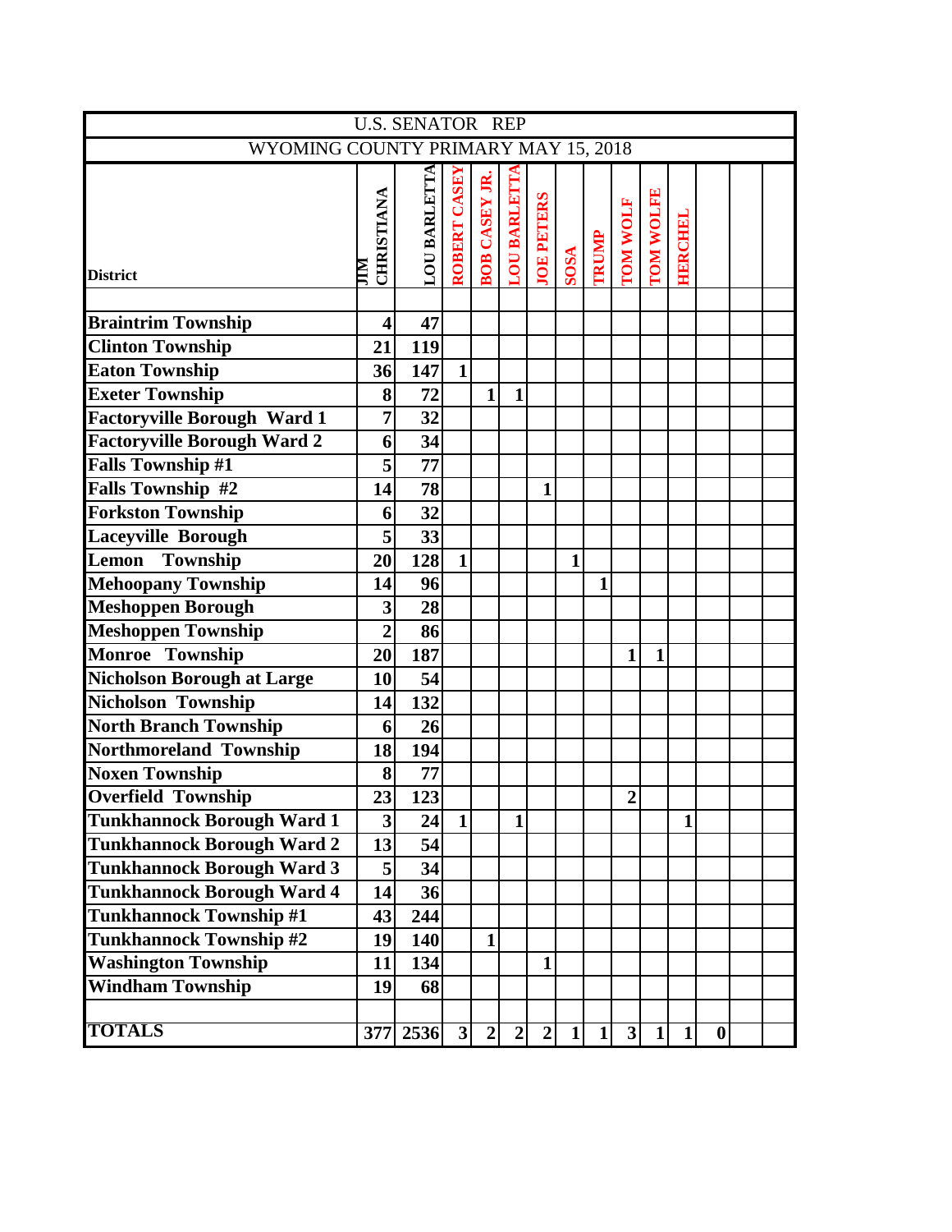# U.S. SENATOR REP

## WYOMING COUNTY PRIMARY MAY 15, 2018

| District | JIM CHRISTIANA | LOU BARLETTA | ROBERT CASEY | BOB CASEY JR. | LOU BARLETTA | JOE PETERS | SOSA | TRUMP | TOM WOLF | TOM WOLFE | HERCHEL | | | |
|---|---|---|---|---|---|---|---|---|---|---|---|---|---|---|
| Braintrim Township | 4 | 47 | | | | | | | | | | | | |
| Clinton Township | 21 | 119 | | | | | | | | | | | | |
| Eaton Township | 36 | 147 | 1 | | | | | | | | | | | |
| Exeter Township | 8 | 72 | | 1 | 1 | | | | | | | | | |
| Factoryville Borough Ward 1 | 7 | 32 | | | | | | | | | | | | |
| Factoryville Borough Ward 2 | 6 | 34 | | | | | | | | | | | | |
| Falls Township #1 | 5 | 77 | | | | | | | | | | | | |
| Falls Township #2 | 14 | 78 | | | | 1 | | | | | | | | |
| Forkston Township | 6 | 32 | | | | | | | | | | | | |
| Laceyville Borough | 5 | 33 | | | | | | | | | | | | |
| Lemon Township | 20 | 128 | 1 | | | | 1 | | | | | | | |
| Mehoopany Township | 14 | 96 | | | | | | 1 | | | | | | |
| Meshoppen Borough | 3 | 28 | | | | | | | | | | | | |
| Meshoppen Township | 2 | 86 | | | | | | | | | | | | |
| Monroe Township | 20 | 187 | | | | | | | 1 | 1 | | | | |
| Nicholson Borough at Large | 10 | 54 | | | | | | | | | | | | |
| Nicholson Township | 14 | 132 | | | | | | | | | | | | |
| North Branch Township | 6 | 26 | | | | | | | | | | | | |
| Northmoreland Township | 18 | 194 | | | | | | | | | | | | |
| Noxen Township | 8 | 77 | | | | | | | | | | | | |
| Overfield Township | 23 | 123 | | | | | | | 2 | | | | | |
| Tunkhannock Borough Ward 1 | 3 | 24 | 1 | | 1 | | | | | | 1 | | | |
| Tunkhannock Borough Ward 2 | 13 | 54 | | | | | | | | | | | | |
| Tunkhannock Borough Ward 3 | 5 | 34 | | | | | | | | | | | | |
| Tunkhannock Borough Ward 4 | 14 | 36 | | | | | | | | | | | | |
| Tunkhannock Township #1 | 43 | 244 | | | | | | | | | | | | |
| Tunkhannock Township #2 | 19 | 140 | | 1 | | | | | | | | | | |
| Washington Township | 11 | 134 | | | | 1 | | | | | | | | |
| Windham Township | 19 | 68 | | | | | | | | | | | | |
| | | | | | | | | | | | | | | |
| TOTALS | 377 | 2536 | 3 | 2 | 2 | 2 | 1 | 1 | 3 | 1 | 1 | 0 | | |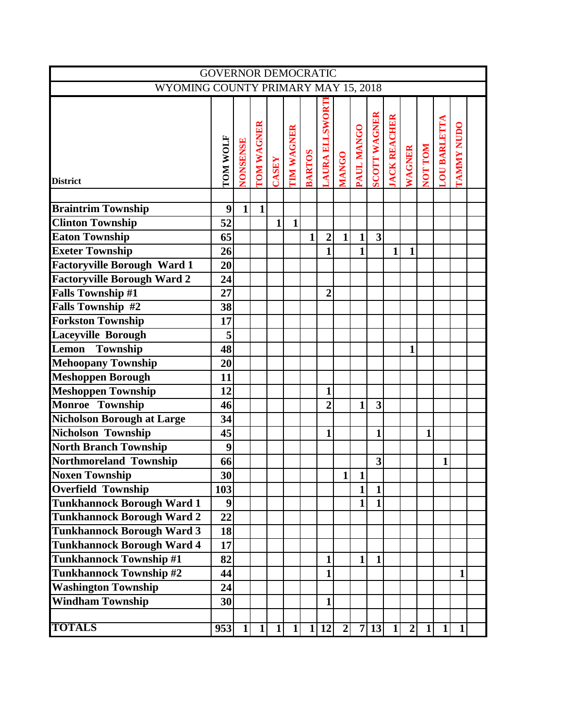# GOVERNOR DEMOCRATIC

## WYOMING COUNTY PRIMARY MAY 15, 2018

| District | TOM WOLF | NONSENSE | TOM WAGNER | CASEY | TIM WAGNER | BARTOS | LAURA ELLSWORTH | MANGO | PAUL MANGO | SCOTT WAGNER | JACK REACHER | WAGNER | NOT TOM | LOU BARLETTA | TAMMY NUDO | |
|---|---|---|---|---|---|---|---|---|---|---|---|---|---|---|---|---|
| Braintrim Township | 9 | 1 | 1 | | | | | | | | | | | | | |
| Clinton Township | 52 | | | 1 | 1 | | | | | | | | | | | |
| Eaton Township | 65 | | | | | 1 | 2 | 1 | 1 | 3 | | | | | | |
| Exeter Township | 26 | | | | | | 1 | | 1 | | 1 | 1 | | | | |
| Factoryville Borough Ward 1 | 20 | | | | | | | | | | | | | | | |
| Factoryville Borough Ward 2 | 24 | | | | | | | | | | | | | | | |
| Falls Township #1 | 27 | | | | | | 2 | | | | | | | | | |
| Falls Township #2 | 38 | | | | | | | | | | | | | | | |
| Forkston Township | 17 | | | | | | | | | | | | | | | |
| Laceyville Borough | 5 | | | | | | | | | | | | | | | |
| Lemon Township | 48 | | | | | | | | | | | 1 | | | | |
| Mehoopany Township | 20 | | | | | | | | | | | | | | | |
| Meshoppen Borough | 11 | | | | | | | | | | | | | | | |
| Meshoppen Township | 12 | | | | | | 1 | | | | | | | | | |
| Monroe Township | 46 | | | | | | 2 | | 1 | 3 | | | | | | |
| Nicholson Borough at Large | 34 | | | | | | | | | | | | | | | |
| Nicholson Township | 45 | | | | | | 1 | | | 1 | | | 1 | | | |
| North Branch Township | 9 | | | | | | | | | | | | | | | |
| Northmoreland Township | 66 | | | | | | | | | 3 | | | | 1 | | |
| Noxen Township | 30 | | | | | | | 1 | 1 | | | | | | | |
| Overfield Township | 103 | | | | | | | | 1 | 1 | | | | | | |
| Tunkhannock Borough Ward 1 | 9 | | | | | | | | 1 | 1 | | | | | | |
| Tunkhannock Borough Ward 2 | 22 | | | | | | | | | | | | | | | |
| Tunkhannock Borough Ward 3 | 18 | | | | | | | | | | | | | | | |
| Tunkhannock Borough Ward 4 | 17 | | | | | | | | | | | | | | | |
| Tunkhannock Township #1 | 82 | | | | | | 1 | | 1 | 1 | | | | | | |
| Tunkhannock Township #2 | 44 | | | | | | 1 | | | | | | | | 1 | |
| Washington Township | 24 | | | | | | | | | | | | | | | |
| Windham Township | 30 | | | | | | 1 | | | | | | | | | |
| | | | | | | | | | | | | | | | | |
| **TOTALS** | 953 | 1 | 1 | 1 | 1 | 1 | 12 | 2 | 7 | 13 | 1 | 2 | 1 | 1 | 1 | |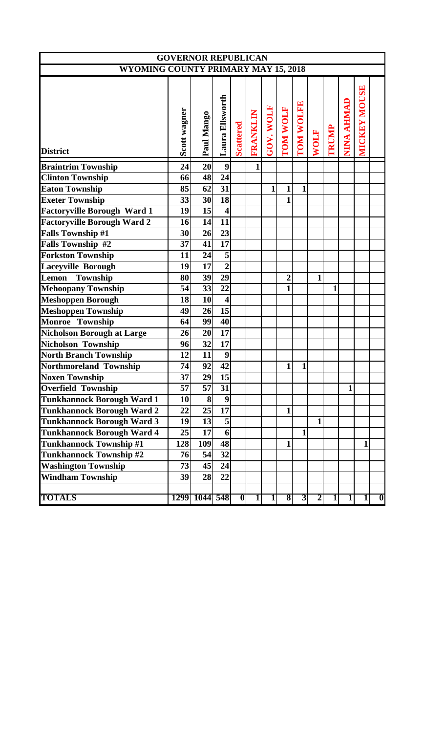# GOVERNOR REPUBLICAN

## WYOMING COUNTY PRIMARY MAY 15, 2018

| District | Scott wagner | Paul Mango | Laura Ellsworth | Scattered | FRANKLIN | GOV. WOLF | TOM WOLF | TOM WOLFE | WOLF | TRUMP | NINA AHMAD | MICKEY MOUSE | |
|---|---|---|---|---|---|---|---|---|---|---|---|---|---|
| Braintrim Township | 24 | 20 | 9 | | 1 | | | | | | | | |
| Clinton Township | 66 | 48 | 24 | | | | | | | | | | |
| Eaton Township | 85 | 62 | 31 | | | 1 | 1 | 1 | | | | | |
| Exeter Township | 33 | 30 | 18 | | | | 1 | | | | | | |
| Factoryville Borough Ward 1 | 19 | 15 | 4 | | | | | | | | | | |
| Factoryville Borough Ward 2 | 16 | 14 | 11 | | | | | | | | | | |
| Falls Township #1 | 30 | 26 | 23 | | | | | | | | | | |
| Falls Township #2 | 37 | 41 | 17 | | | | | | | | | | |
| Forkston Township | 11 | 24 | 5 | | | | | | | | | | |
| Laceyville Borough | 19 | 17 | 2 | | | | | | | | | | |
| Lemon Township | 80 | 39 | 29 | | | | 2 | | 1 | | | | |
| Mehoopany Township | 54 | 33 | 22 | | | | 1 | | | 1 | | | |
| Meshoppen Borough | 18 | 10 | 4 | | | | | | | | | | |
| Meshoppen Township | 49 | 26 | 15 | | | | | | | | | | |
| Monroe Township | 64 | 99 | 40 | | | | | | | | | | |
| Nicholson Borough at Large | 26 | 20 | 17 | | | | | | | | | | |
| Nicholson Township | 96 | 32 | 17 | | | | | | | | | | |
| North Branch Township | 12 | 11 | 9 | | | | | | | | | | |
| Northmoreland Township | 74 | 92 | 42 | | | | 1 | 1 | | | | | |
| Noxen Township | 37 | 29 | 15 | | | | | | | | | | |
| Overfield Township | 57 | 57 | 31 | | | | | | | | 1 | | |
| Tunkhannock Borough Ward 1 | 10 | 8 | 9 | | | | | | | | | | |
| Tunkhannock Borough Ward 2 | 22 | 25 | 17 | | | | 1 | | | | | | |
| Tunkhannock Borough Ward 3 | 19 | 13 | 5 | | | | | | 1 | | | | |
| Tunkhannock Borough Ward 4 | 25 | 17 | 6 | | | | | 1 | | | | | |
| Tunkhannock Township #1 | 128 | 109 | 48 | | | | 1 | | | | | 1 | |
| Tunkhannock Township #2 | 76 | 54 | 32 | | | | | | | | | | |
| Washington Township | 73 | 45 | 24 | | | | | | | | | | |
| Windham Township | 39 | 28 | 22 | | | | | | | | | | |
| **TOTALS** | 1299 | 1044 | 548 | 0 | 1 | 1 | 8 | 3 | 2 | 1 | 1 | 1 | 0 |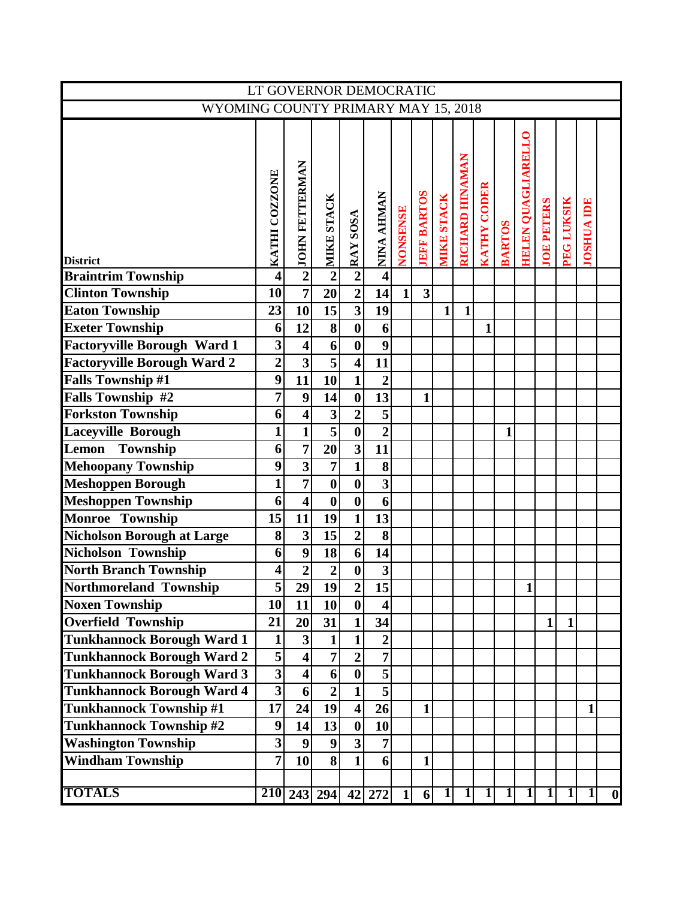| LT GOVERNOR DEMOCRATIC | | | | | | | | | | | | | | | | |
|---|---|---|---|---|---|---|---|---|---|---|---|---|---|---|---|---|
| WYOMING COUNTY PRIMARY MAY 15, 2018 | | | | | | | | | | | | | | | | |
| **District** | **KATHI COZZONE** | **JOHN FETTERMAN** | **MIKE STACK** | **RAY SOSA** | **NINA AHMAN** | **NONSENSE** | **JEFF BARTOS** | **MIKE STACK** | **RICHARD HINAMAN** | **KATHY CODER** | **BARTOS** | **HELEN QUAGLIARELLO** | **JOE PETERS** | **PEG LUKSIK** | **JOSHUA IDE** | |
| **Braintrim Township** | **4** | **2** | **2** | **2** | **4** | | | | | | | | | | | |
| **Clinton Township** | **10** | **7** | **20** | **2** | **14** | **1** | **3** | | | | | | | | | |
| **Eaton Township** | **23** | **10** | **15** | **3** | **19** | | | **1** | **1** | | | | | | | |
| **Exeter Township** | **6** | **12** | **8** | **0** | **6** | | | | | **1** | | | | | | |
| **Factoryville Borough Ward 1** | **3** | **4** | **6** | **0** | **9** | | | | | | | | | | | |
| **Factoryville Borough Ward 2** | **2** | **3** | **5** | **4** | **11** | | | | | | | | | | | |
| **Falls Township #1** | **9** | **11** | **10** | **1** | **2** | | | | | | | | | | | |
| **Falls Township #2** | **7** | **9** | **14** | **0** | **13** | | **1** | | | | | | | | | |
| **Forkston Township** | **6** | **4** | **3** | **2** | **5** | | | | | | | | | | | |
| **Laceyville Borough** | **1** | **1** | **5** | **0** | **2** | | | | | | **1** | | | | | |
| **Lemon Township** | **6** | **7** | **20** | **3** | **11** | | | | | | | | | | | |
| **Mehoopany Township** | **9** | **3** | **7** | **1** | **8** | | | | | | | | | | | |
| **Meshoppen Borough** | **1** | **7** | **0** | **0** | **3** | | | | | | | | | | | |
| **Meshoppen Township** | **6** | **4** | **0** | **0** | **6** | | | | | | | | | | | |
| **Monroe Township** | **15** | **11** | **19** | **1** | **13** | | | | | | | | | | | |
| **Nicholson Borough at Large** | **8** | **3** | **15** | **2** | **8** | | | | | | | | | | | |
| **Nicholson Township** | **6** | **9** | **18** | **6** | **14** | | | | | | | | | | | |
| **North Branch Township** | **4** | **2** | **2** | **0** | **3** | | | | | | | | | | | |
| **Northmoreland Township** | **5** | **29** | **19** | **2** | **15** | | | | | | | **1** | | | | |
| **Noxen Township** | **10** | **11** | **10** | **0** | **4** | | | | | | | | | | | |
| **Overfield Township** | **21** | **20** | **31** | **1** | **34** | | | | | | | | **1** | **1** | | |
| **Tunkhannock Borough Ward 1** | **1** | **3** | **1** | **1** | **2** | | | | | | | | | | | |
| **Tunkhannock Borough Ward 2** | **5** | **4** | **7** | **2** | **7** | | | | | | | | | | | |
| **Tunkhannock Borough Ward 3** | **3** | **4** | **6** | **0** | **5** | | | | | | | | | | | |
| **Tunkhannock Borough Ward 4** | **3** | **6** | **2** | **1** | **5** | | | | | | | | | | | |
| **Tunkhannock Township #1** | **17** | **24** | **19** | **4** | **26** | | **1** | | | | | | | | **1** | |
| **Tunkhannock Township #2** | **9** | **14** | **13** | **0** | **10** | | | | | | | | | | | |
| **Washington Township** | **3** | **9** | **9** | **3** | **7** | | | | | | | | | | | |
| **Windham Township** | **7** | **10** | **8** | **1** | **6** | | **1** | | | | | | | | | |
| | | | | | | | | | | | | | | | | |
| **TOTALS** | **210** | **243** | **294** | **42** | **272** | **1** | **6** | **1** | **1** | **1** | **1** | **1** | **1** | **1** | **1** | **0** |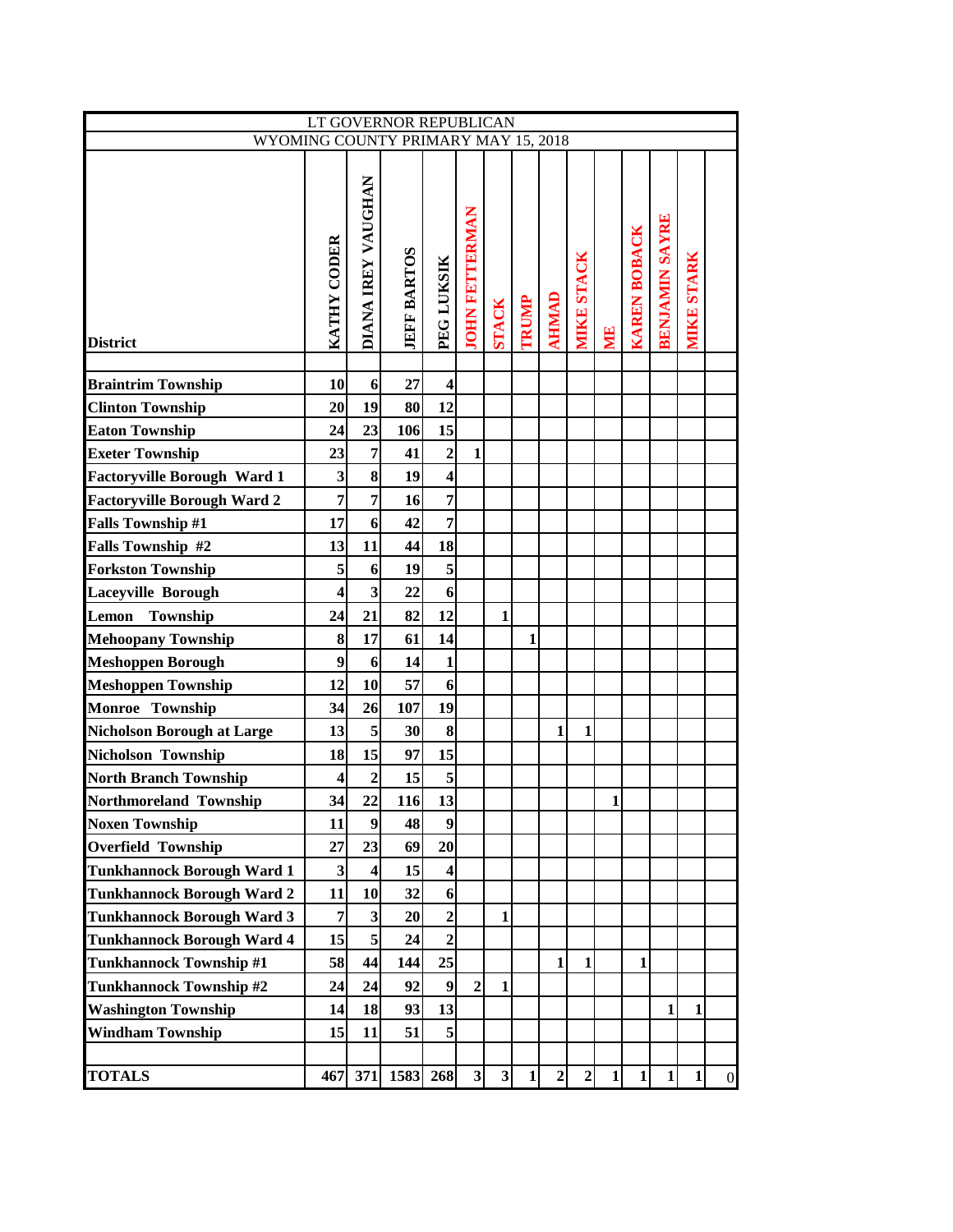| LT GOVERNOR REPUBLICAN | | | | | | | | | | | | | | |
|---|---|---|---|---|---|---|---|---|---|---|---|---|---|---|
| WYOMING COUNTY PRIMARY MAY 15, 2018 | | | | | | | | | | | | | | |
| **District** | **KATHY CODER** | **DIANA IREY VAUGHAN** | **JEFF BARTOS** | **PEG LUKSIK** | **JOHN FETTERMAN** | **STACK** | **TRUMP** | **AHMAD** | **MIKE STACK** | **ME** | **KAREN BOBACK** | **BENJAMIN SAYRE** | **MIKE STARK** | |
| | | | | | | | | | | | | | | |
| **Braintrim Township** | **10** | **6** | **27** | **4** | | | | | | | | | | |
| **Clinton Township** | **20** | **19** | **80** | **12** | | | | | | | | | | |
| **Eaton Township** | **24** | **23** | **106** | **15** | | | | | | | | | | |
| **Exeter Township** | **23** | **7** | **41** | **2** | **1** | | | | | | | | | |
| **Factoryville Borough Ward 1** | **3** | **8** | **19** | **4** | | | | | | | | | | |
| **Factoryville Borough Ward 2** | **7** | **7** | **16** | **7** | | | | | | | | | | |
| **Falls Township #1** | **17** | **6** | **42** | **7** | | | | | | | | | | |
| **Falls Township #2** | **13** | **11** | **44** | **18** | | | | | | | | | | |
| **Forkston Township** | **5** | **6** | **19** | **5** | | | | | | | | | | |
| **Laceyville Borough** | **4** | **3** | **22** | **6** | | | | | | | | | | |
| **Lemon Township** | **24** | **21** | **82** | **12** | | **1** | | | | | | | | |
| **Mehoopany Township** | **8** | **17** | **61** | **14** | | | **1** | | | | | | | |
| **Meshoppen Borough** | **9** | **6** | **14** | **1** | | | | | | | | | | |
| **Meshoppen Township** | **12** | **10** | **57** | **6** | | | | | | | | | | |
| **Monroe Township** | **34** | **26** | **107** | **19** | | | | | | | | | | |
| **Nicholson Borough at Large** | **13** | **5** | **30** | **8** | | | | **1** | **1** | | | | | |
| **Nicholson Township** | **18** | **15** | **97** | **15** | | | | | | | | | | |
| **North Branch Township** | **4** | **2** | **15** | **5** | | | | | | | | | | |
| **Northmoreland Township** | **34** | **22** | **116** | **13** | | | | | | **1** | | | | |
| **Noxen Township** | **11** | **9** | **48** | **9** | | | | | | | | | | |
| **Overfield Township** | **27** | **23** | **69** | **20** | | | | | | | | | | |
| **Tunkhannock Borough Ward 1** | **3** | **4** | **15** | **4** | | | | | | | | | | |
| **Tunkhannock Borough Ward 2** | **11** | **10** | **32** | **6** | | | | | | | | | | |
| **Tunkhannock Borough Ward 3** | **7** | **3** | **20** | **2** | | **1** | | | | | | | | |
| **Tunkhannock Borough Ward 4** | **15** | **5** | **24** | **2** | | | | | | | | | | |
| **Tunkhannock Township #1** | **58** | **44** | **144** | **25** | | | | **1** | **1** | | **1** | | | |
| **Tunkhannock Township #2** | **24** | **24** | **92** | **9** | **2** | **1** | | | | | | | | |
| **Washington Township** | **14** | **18** | **93** | **13** | | | | | | | | **1** | **1** | |
| **Windham Township** | **15** | **11** | **51** | **5** | | | | | | | | | | |
| | | | | | | | | | | | | | | |
| **TOTALS** | **467** | **371** | **1583** | **268** | **3** | **3** | **1** | **2** | **2** | **1** | **1** | **1** | **1** | 0 |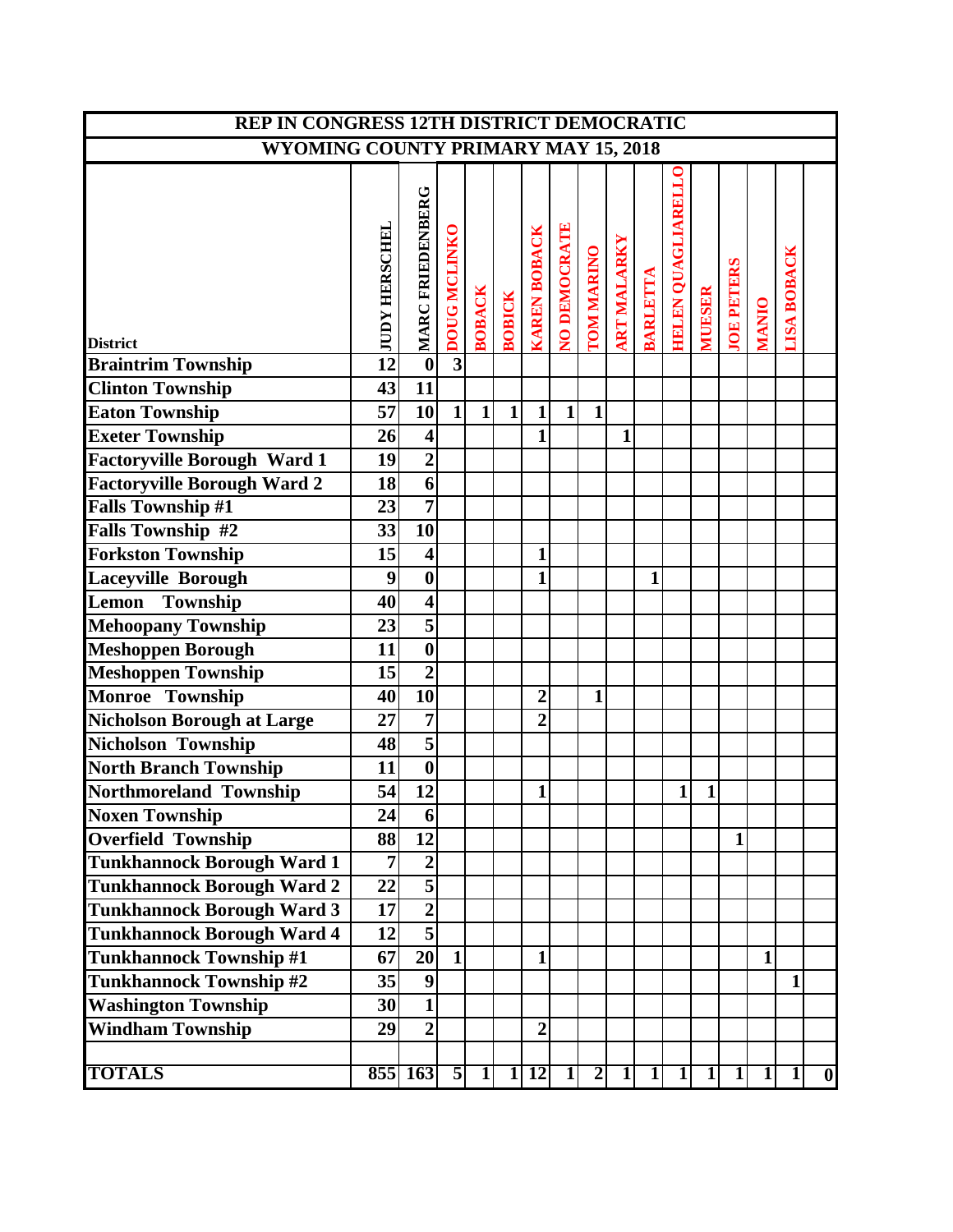## REP IN CONGRESS 12TH DISTRICT DEMOCRATIC

## WYOMING COUNTY PRIMARY MAY 15, 2018

| District | JUDY HERSCHEL | MARC FRIEDENBERG | DOUG MCLINKO | BOBACK | BOBICK | KAREN BOBACK | NO DEMOCRATE | TOM MARINO | ART MALARKY | BARLETTA | HELEN QUAGLIARELLO | MUESER | JOE PETERS | MANIO | LISA BOBACK | |
|---|---|---|---|---|---|---|---|---|---|---|---|---|---|---|---|---|
| Braintrim Township | 12 | 0 | 3 | | | | | | | | | | | | | |
| Clinton Township | 43 | 11 | | | | | | | | | | | | | | |
| Eaton Township | 57 | 10 | 1 | 1 | 1 | 1 | 1 | 1 | | | | | | | | |
| Exeter Township | 26 | 4 | | | | 1 | | | 1 | | | | | | | |
| Factoryville Borough Ward 1 | 19 | 2 | | | | | | | | | | | | | | |
| Factoryville Borough Ward 2 | 18 | 6 | | | | | | | | | | | | | | |
| Falls Township #1 | 23 | 7 | | | | | | | | | | | | | | |
| Falls Township #2 | 33 | 10 | | | | | | | | | | | | | | |
| Forkston Township | 15 | 4 | | | | 1 | | | | | | | | | | |
| Laceyville Borough | 9 | 0 | | | | 1 | | | | 1 | | | | | | |
| Lemon Township | 40 | 4 | | | | | | | | | | | | | | |
| Mehoopany Township | 23 | 5 | | | | | | | | | | | | | | |
| Meshoppen Borough | 11 | 0 | | | | | | | | | | | | | | |
| Meshoppen Township | 15 | 2 | | | | | | | | | | | | | | |
| Monroe Township | 40 | 10 | | | | 2 | | 1 | | | | | | | | |
| Nicholson Borough at Large | 27 | 7 | | | | 2 | | | | | | | | | | |
| Nicholson Township | 48 | 5 | | | | | | | | | | | | | | |
| North Branch Township | 11 | 0 | | | | | | | | | | | | | | |
| Northmoreland Township | 54 | 12 | | | | 1 | | | | | 1 | 1 | | | | |
| Noxen Township | 24 | 6 | | | | | | | | | | | | | | |
| Overfield Township | 88 | 12 | | | | | | | | | | | 1 | | | |
| Tunkhannock Borough Ward 1 | 7 | 2 | | | | | | | | | | | | | | |
| Tunkhannock Borough Ward 2 | 22 | 5 | | | | | | | | | | | | | | |
| Tunkhannock Borough Ward 3 | 17 | 2 | | | | | | | | | | | | | | |
| Tunkhannock Borough Ward 4 | 12 | 5 | | | | | | | | | | | | | | |
| Tunkhannock Township #1 | 67 | 20 | 1 | | | 1 | | | | | | | | 1 | | |
| Tunkhannock Township #2 | 35 | 9 | | | | | | | | | | | | | 1 | |
| Washington Township | 30 | 1 | | | | | | | | | | | | | | |
| Windham Township | 29 | 2 | | | | 2 | | | | | | | | | | |
| | | | | | | | | | | | | | | | | |
| TOTALS | 855 | 163 | 5 | 1 | 1 | 12 | 1 | 2 | 1 | 1 | 1 | 1 | 1 | 1 | 1 | 0 |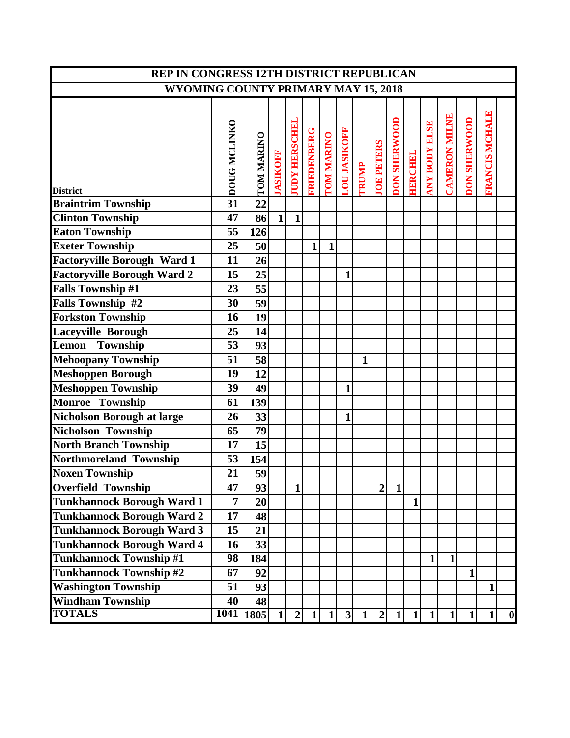## REP IN CONGRESS 12TH DISTRICT REPUBLICAN

## WYOMING COUNTY PRIMARY MAY 15, 2018

| District | DOUG MCLINKO | TOM MARINO | JASIKOFF | JUDY HERSCHEL | FRIEDENBERG | TOM MARINO | LOU JASIKOFF | TRUMP | JOE PETERS | DON SHERWOOD | HERCHEL | ANY BODY ELSE | CAMERON MILNE | DON SHERWOOD | FRANCIS MCHALE | |
|---|---|---|---|---|---|---|---|---|---|---|---|---|---|---|---|---|
| Braintrim Township | 31 | 22 | | | | | | | | | | | | | | |
| Clinton Township | 47 | 86 | 1 | 1 | | | | | | | | | | | | |
| Eaton Township | 55 | 126 | | | | | | | | | | | | | | |
| Exeter Township | 25 | 50 | | | 1 | 1 | | | | | | | | | | |
| Factoryville Borough Ward 1 | 11 | 26 | | | | | | | | | | | | | | |
| Factoryville Borough Ward 2 | 15 | 25 | | | | | 1 | | | | | | | | | |
| Falls Township #1 | 23 | 55 | | | | | | | | | | | | | | |
| Falls Township #2 | 30 | 59 | | | | | | | | | | | | | | |
| Forkston Township | 16 | 19 | | | | | | | | | | | | | | |
| Laceyville Borough | 25 | 14 | | | | | | | | | | | | | | |
| Lemon Township | 53 | 93 | | | | | | | | | | | | | | |
| Mehoopany Township | 51 | 58 | | | | | | 1 | | | | | | | | |
| Meshoppen Borough | 19 | 12 | | | | | | | | | | | | | | |
| Meshoppen Township | 39 | 49 | | | | | 1 | | | | | | | | | |
| Monroe Township | 61 | 139 | | | | | | | | | | | | | | |
| Nicholson Borough at large | 26 | 33 | | | | | 1 | | | | | | | | | |
| Nicholson Township | 65 | 79 | | | | | | | | | | | | | | |
| North Branch Township | 17 | 15 | | | | | | | | | | | | | | |
| Northmoreland Township | 53 | 154 | | | | | | | | | | | | | | |
| Noxen Township | 21 | 59 | | | | | | | | | | | | | | |
| Overfield Township | 47 | 93 | | 1 | | | | | 2 | 1 | | | | | | |
| Tunkhannock Borough Ward 1 | 7 | 20 | | | | | | | | | 1 | | | | | |
| Tunkhannock Borough Ward 2 | 17 | 48 | | | | | | | | | | | | | | |
| Tunkhannock Borough Ward 3 | 15 | 21 | | | | | | | | | | | | | | |
| Tunkhannock Borough Ward 4 | 16 | 33 | | | | | | | | | | | | | | |
| Tunkhannock Township #1 | 98 | 184 | | | | | | | | | | 1 | 1 | | | |
| Tunkhannock Township #2 | 67 | 92 | | | | | | | | | | | | 1 | | |
| Washington Township | 51 | 93 | | | | | | | | | | | | | 1 | |
| Windham Township | 40 | 48 | | | | | | | | | | | | | | |
| TOTALS | 1041 | 1805 | 1 | 2 | 1 | 1 | 3 | 1 | 2 | 1 | 1 | 1 | 1 | 1 | 1 | 0 |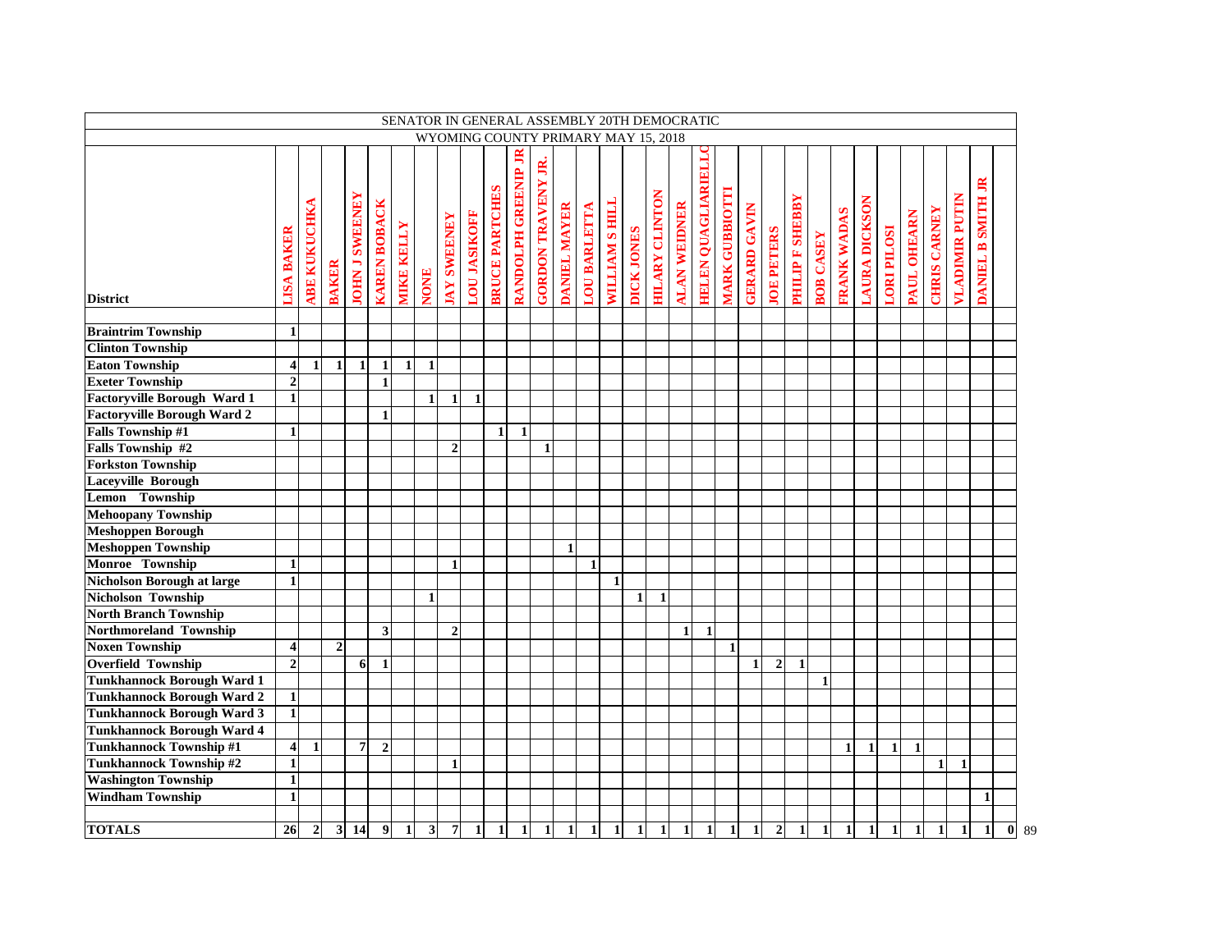SENATOR IN GENERAL ASSEMBLY 20TH DEMOCRATIC

WYOMING COUNTY PRIMARY MAY 15, 2018

| District | LISA BAKER | ABE KUKUCHKA | BAKER | JOHN J SWEENEY | KAREN BOBACK | MIKE KELLY | NONE | JAY SWEENEY | LOU JASIKOFF | BRUCE PARTCHES | RANDOLPH GREENIP JR | GORDON TRAVENY JR. | DANIEL MAYER | LOU BARLETTA | WILLIAM S HILL | DICK JONES | HILARY CLINTON | ALAN WEIDNER | HELEN QUAGLIARIELLO | MARK GUBBIOTTI | GERARD GAVIN | JOE PETERS | PHILIP F SHEBBY | BOB CASEY | FRANK WADAS | LAURA DICKSON | LORI PILOSI | PAUL OHEARN | CHRIS CARNEY | VLADIMIR PUTIN | DANIEL B SMITH JR | | |
|---|---|---|---|---|---|---|---|---|---|---|---|---|---|---|---|---|---|---|---|---|---|---|---|---|---|---|---|---|---|---|---|---|---|
| Braintrim Township | 1 | | | | | | | | | | | | | | | | | | | | | | | | | | | | | | | | |
| Clinton Township | | | | | | | | | | | | | | | | | | | | | | | | | | | | | | | | | |
| Eaton Township | 4 | 1 | 1 | 1 | 1 | 1 | 1 | | | | | | | | | | | | | | | | | | | | | | | | | | |
| Exeter Township | 2 | | | | 1 | | | | | | | | | | | | | | | | | | | | | | | | | | | | |
| Factoryville Borough Ward 1 | 1 | | | | | | 1 | 1 | 1 | | | | | | | | | | | | | | | | | | | | | | | | |
| Factoryville Borough Ward 2 | | | | | 1 | | | | | | | | | | | | | | | | | | | | | | | | | | | | |
| Falls Township #1 | 1 | | | | | | | | | 1 | 1 | | | | | | | | | | | | | | | | | | | | | | |
| Falls Township #2 | | | | | | | | 2 | | | | 1 | | | | | | | | | | | | | | | | | | | | | |
| Forkston Township | | | | | | | | | | | | | | | | | | | | | | | | | | | | | | | | | |
| Laceyville Borough | | | | | | | | | | | | | | | | | | | | | | | | | | | | | | | | | |
| Lemon Township | | | | | | | | | | | | | | | | | | | | | | | | | | | | | | | | | |
| Mehoopany Township | | | | | | | | | | | | | | | | | | | | | | | | | | | | | | | | | |
| Meshoppen Borough | | | | | | | | | | | | | | | | | | | | | | | | | | | | | | | | | |
| Meshoppen Township | | | | | | | | | | | | | 1 | | | | | | | | | | | | | | | | | | | | |
| Monroe Township | 1 | | | | | | | 1 | | | | | | 1 | | | | | | | | | | | | | | | | | | | |
| Nicholson Borough at large | 1 | | | | | | | | | | | | | | 1 | | | | | | | | | | | | | | | | | | |
| Nicholson Township | | | | | | | 1 | | | | | | | | | 1 | 1 | | | | | | | | | | | | | | | | |
| North Branch Township | | | | | | | | | | | | | | | | | | | | | | | | | | | | | | | | | |
| Northmoreland Township | | | | | 3 | | | 2 | | | | | | | | | | 1 | 1 | | | | | | | | | | | | | | |
| Noxen Township | 4 | | 2 | | | | | | | | | | | | | | | | | 1 | | | | | | | | | | | | | |
| Overfield Township | 2 | | | 6 | 1 | | | | | | | | | | | | | | | | 1 | 2 | 1 | | | | | | | | | | |
| Tunkhannock Borough Ward 1 | | | | | | | | | | | | | | | | | | | | | | | | 1 | | | | | | | | | |
| Tunkhannock Borough Ward 2 | 1 | | | | | | | | | | | | | | | | | | | | | | | | | | | | | | | | |
| Tunkhannock Borough Ward 3 | 1 | | | | | | | | | | | | | | | | | | | | | | | | | | | | | | | | |
| Tunkhannock Borough Ward 4 | | | | | | | | | | | | | | | | | | | | | | | | | | | | | | | | | |
| Tunkhannock Township #1 | 4 | 1 | | 7 | 2 | | | | | | | | | | | | | | | | | | | | 1 | 1 | 1 | 1 | | | | | |
| Tunkhannock Township #2 | 1 | | | | | | | 1 | | | | | | | | | | | | | | | | | | | | | 1 | 1 | | | |
| Washington Township | 1 | | | | | | | | | | | | | | | | | | | | | | | | | | | | | | | | |
| Windham Township | 1 | | | | | | | | | | | | | | | | | | | | | | | | | | | | | | 1 | | |
| | | | | | | | | | | | | | | | | | | | | | | | | | | | | | | | | | |
| TOTALS | 26 | 2 | 3 | 14 | 9 | 1 | 3 | 7 | 1 | 1 | 1 | 1 | 1 | 1 | 1 | 1 | 1 | 1 | 1 | 1 | 1 | 2 | 1 | 1 | 1 | 1 | 1 | 1 | 1 | 1 | 1 | 0 | 89 |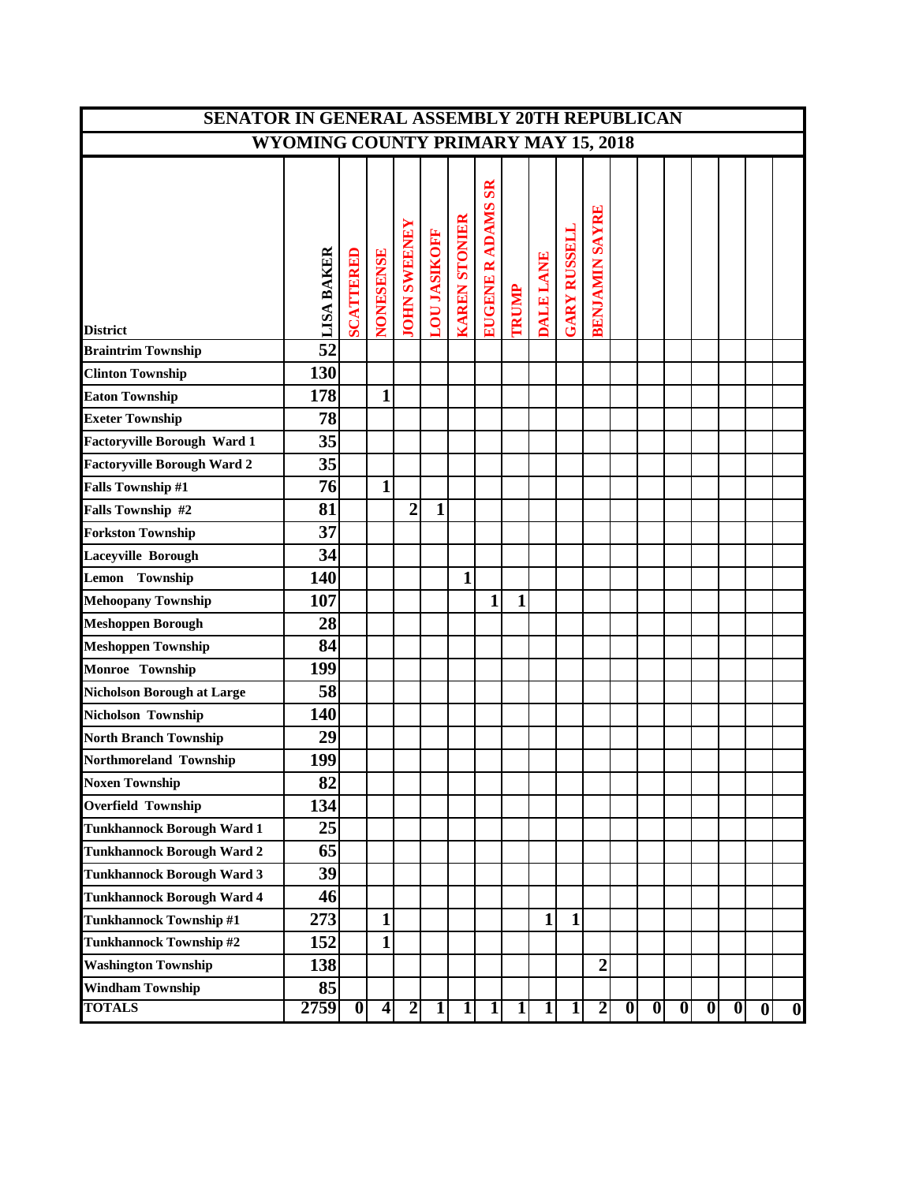## SENATOR IN GENERAL ASSEMBLY 20TH REPUBLICAN

## WYOMING COUNTY PRIMARY MAY 15, 2018

| District | LISA BAKER | SCATTERED | NONESENSE | JOHN SWEENEY | LOU JASIKOFF | KAREN STONIER | EUGENE R ADAMS SR | TRUMP | DALE LANE | GARY RUSSELL | BENJAMIN SAYRE | | | | | | | |
|---|---|---|---|---|---|---|---|---|---|---|---|---|---|---|---|---|---|---|
| Braintrim Township | 52 | | | | | | | | | | | | | | | | | |
| Clinton Township | 130 | | | | | | | | | | | | | | | | | |
| Eaton Township | 178 | | 1 | | | | | | | | | | | | | | | |
| Exeter Township | 78 | | | | | | | | | | | | | | | | | |
| Factoryville Borough Ward 1 | 35 | | | | | | | | | | | | | | | | | |
| Factoryville Borough Ward 2 | 35 | | | | | | | | | | | | | | | | | |
| Falls Township #1 | 76 | | 1 | | | | | | | | | | | | | | | |
| Falls Township #2 | 81 | | | 2 | 1 | | | | | | | | | | | | | |
| Forkston Township | 37 | | | | | | | | | | | | | | | | | |
| Laceyville Borough | 34 | | | | | | | | | | | | | | | | | |
| Lemon Township | 140 | | | | | 1 | | | | | | | | | | | | |
| Mehoopany Township | 107 | | | | | | 1 | 1 | | | | | | | | | | |
| Meshoppen Borough | 28 | | | | | | | | | | | | | | | | | |
| Meshoppen Township | 84 | | | | | | | | | | | | | | | | | |
| Monroe Township | 199 | | | | | | | | | | | | | | | | | |
| Nicholson Borough at Large | 58 | | | | | | | | | | | | | | | | | |
| Nicholson Township | 140 | | | | | | | | | | | | | | | | | |
| North Branch Township | 29 | | | | | | | | | | | | | | | | | |
| Northmoreland Township | 199 | | | | | | | | | | | | | | | | | |
| Noxen Township | 82 | | | | | | | | | | | | | | | | | |
| Overfield Township | 134 | | | | | | | | | | | | | | | | | |
| Tunkhannock Borough Ward 1 | 25 | | | | | | | | | | | | | | | | | |
| Tunkhannock Borough Ward 2 | 65 | | | | | | | | | | | | | | | | | |
| Tunkhannock Borough Ward 3 | 39 | | | | | | | | | | | | | | | | | |
| Tunkhannock Borough Ward 4 | 46 | | | | | | | | | | | | | | | | | |
| Tunkhannock Township #1 | 273 | | 1 | | | | | | 1 | 1 | | | | | | | | |
| Tunkhannock Township #2 | 152 | | 1 | | | | | | | | | | | | | | | |
| Washington Township | 138 | | | | | | | | | | 2 | | | | | | | |
| Windham Township | 85 | | | | | | | | | | | | | | | | | |
| TOTALS | 2759 | 0 | 4 | 2 | 1 | 1 | 1 | 1 | 1 | 1 | 2 | 0 | 0 | 0 | 0 | 0 | 0 | 0 |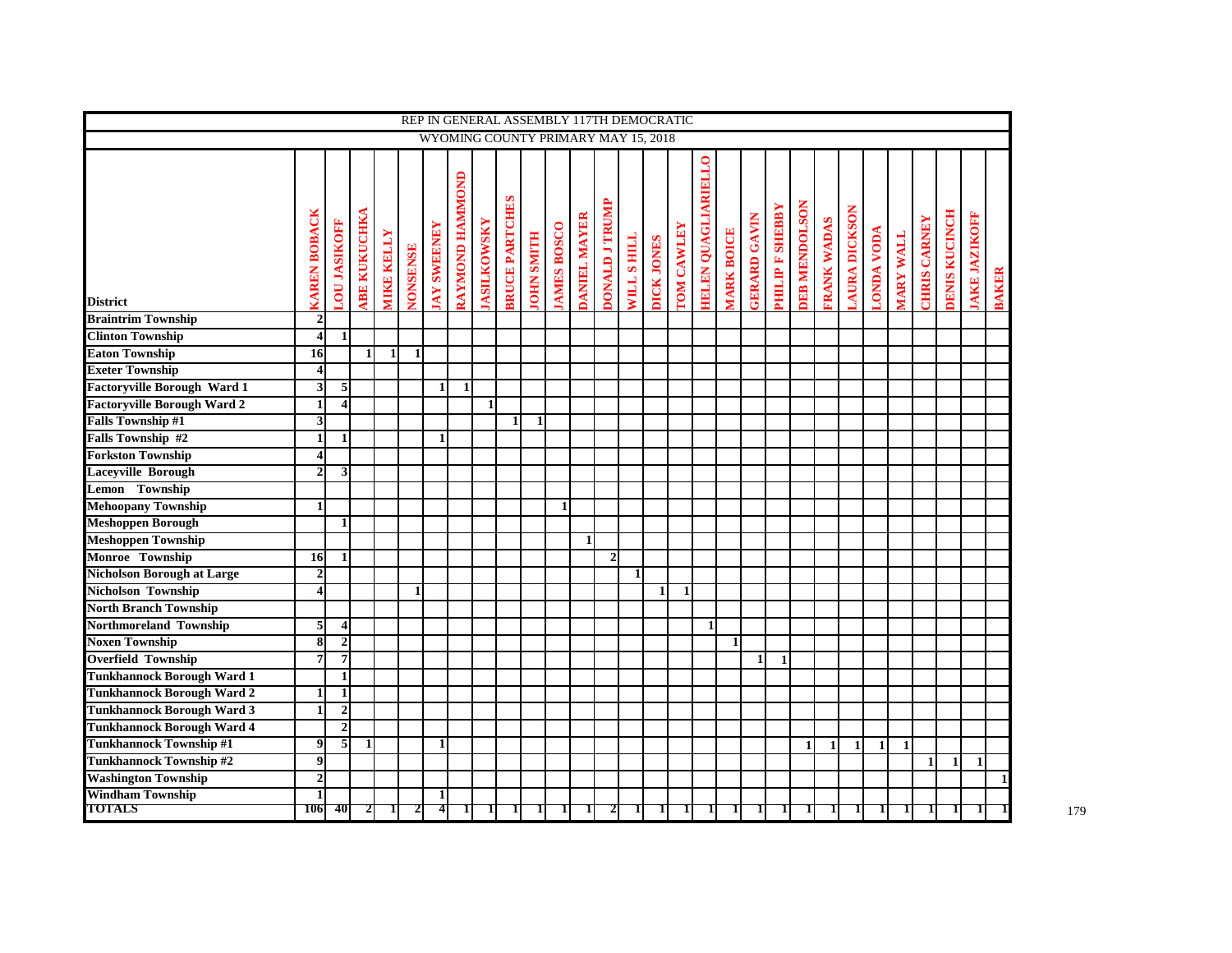| REP IN GENERAL ASSEMBLY 117TH DEMOCRATIC | | | | | | | | | | | | | | | | | | | | | | | | | | | | |
|---|---|---|---|---|---|---|---|---|---|---|---|---|---|---|---|---|---|---|---|---|---|---|---|---|---|---|---|---|
| WYOMING COUNTY PRIMARY MAY 15, 2018 | | | | | | | | | | | | | | | | | | | | | | | | | | | | |
| District | KAREN BOBACK | LOU JASIKOFF | ABE KUKUCHKA | MIKE KELLY | NONSENSE | JAY SWEENEY | RAYMOND HAMMOND | JASILKOWSKY | BRUCE PARTCHES | JOHN SMITH | JAMES BOSCO | DANIEL MAYER | DONALD J TRUMP | WILL S HILL | DICK JONES | TOM CAWLEY | HELEN QUAGLIARIELLO | MARK BOICE | GERARD GAVIN | PHILIP F SHEBBY | DEB MENDOLSON | FRANK WADAS | LAURA DICKSON | LONDA VODA | MARY WALL | CHRIS CARNEY | DENIS KUCINCH | JAKE JAZIKOFF | BAKER |
| Braintrim Township | 2 | | | | | | | | | | | | | | | | | | | | | | | | | | | | |
| Clinton Township | 4 | 1 | | | | | | | | | | | | | | | | | | | | | | | | | | | |
| Eaton Township | 16 | | 1 | 1 | 1 | | | | | | | | | | | | | | | | | | | | | | | | |
| Exeter Township | 4 | | | | | | | | | | | | | | | | | | | | | | | | | | | | |
| Factoryville Borough Ward 1 | 3 | 5 | | | | 1 | 1 | | | | | | | | | | | | | | | | | | | | | | |
| Factoryville Borough Ward 2 | 1 | 4 | | | | | | 1 | | | | | | | | | | | | | | | | | | | | | |
| Falls Township #1 | 3 | | | | | | | | 1 | 1 | | | | | | | | | | | | | | | | | | | |
| Falls Township #2 | 1 | 1 | | | | 1 | | | | | | | | | | | | | | | | | | | | | | | |
| Forkston Township | 4 | | | | | | | | | | | | | | | | | | | | | | | | | | | | |
| Laceyville Borough | 2 | 3 | | | | | | | | | | | | | | | | | | | | | | | | | | | |
| Lemon Township | | | | | | | | | | | | | | | | | | | | | | | | | | | | | |
| Mehoopany Township | 1 | | | | | | | | | | 1 | | | | | | | | | | | | | | | | | | |
| Meshoppen Borough | | 1 | | | | | | | | | | | | | | | | | | | | | | | | | | | |
| Meshoppen Township | | | | | | | | | | | | 1 | | | | | | | | | | | | | | | | | |
| Monroe Township | 16 | 1 | | | | | | | | | | | 2 | | | | | | | | | | | | | | | | |
| Nicholson Borough at Large | 2 | | | | | | | | | | | | | 1 | | | | | | | | | | | | | | | |
| Nicholson Township | 4 | | | | 1 | | | | | | | | | | 1 | 1 | | | | | | | | | | | | | |
| North Branch Township | | | | | | | | | | | | | | | | | | | | | | | | | | | | | |
| Northmoreland Township | 5 | 4 | | | | | | | | | | | | | | | 1 | | | | | | | | | | | | |
| Noxen Township | 8 | 2 | | | | | | | | | | | | | | | | 1 | | | | | | | | | | | |
| Overfield Township | 7 | 7 | | | | | | | | | | | | | | | | | 1 | 1 | | | | | | | | | |
| Tunkhannock Borough Ward 1 | | 1 | | | | | | | | | | | | | | | | | | | | | | | | | | | |
| Tunkhannock Borough Ward 2 | 1 | 1 | | | | | | | | | | | | | | | | | | | | | | | | | | | |
| Tunkhannock Borough Ward 3 | 1 | 2 | | | | | | | | | | | | | | | | | | | | | | | | | | | |
| Tunkhannock Borough Ward 4 | | 2 | | | | | | | | | | | | | | | | | | | | | | | | | | | |
| Tunkhannock Township #1 | 9 | 5 | 1 | | | 1 | | | | | | | | | | | | | | | 1 | 1 | 1 | 1 | 1 | | | | |
| Tunkhannock Township #2 | 9 | | | | | | | | | | | | | | | | | | | | | | | | | 1 | 1 | 1 | |
| Washington Township | 2 | | | | | | | | | | | | | | | | | | | | | | | | | | | | 1 |
| Windham Township | 1 | | | | | 1 | | | | | | | | | | | | | | | | | | | | | | | |
| TOTALS | 106 | 40 | 2 | 1 | 2 | 4 | 1 | 1 | 1 | 1 | 1 | 1 | 2 | 1 | 1 | 1 | 1 | 1 | 1 | 1 | 1 | 1 | 1 | 1 | 1 | 1 | 1 | 1 | 1 |

179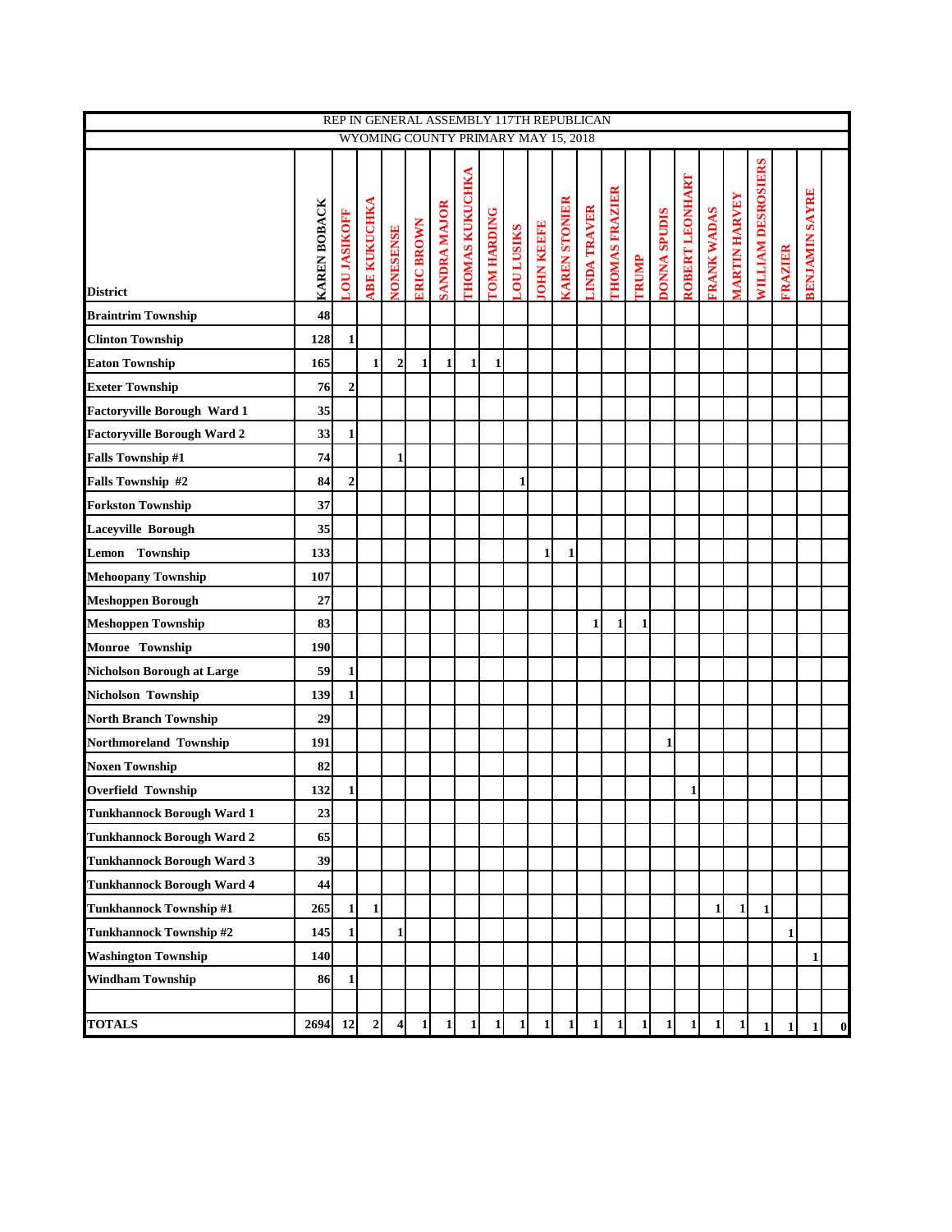| REP IN GENERAL ASSEMBLY 117TH REPUBLICAN | | | | | | | | | | | | | | | | | | | | | | |
|---|---|---|---|---|---|---|---|---|---|---|---|---|---|---|---|---|---|---|---|---|---|---|
| WYOMING COUNTY PRIMARY MAY 15, 2018 | | | | | | | | | | | | | | | | | | | | | | |
| District | KAREN BOBACK | LOU JASIKOFF | ABE KUKUCHKA | NONESENSE | ERIC BROWN | SANDRA MAJOR | THOMAS KUKUCHKA | TOM HARDING | LOU LUSIKS | JOHN KEEFE | KAREN STONIER | LINDA TRAVER | THOMAS FRAZIER | TRUMP | DONNA SPUDIS | ROBERT LEONHART | FRANK WADAS | MARTIN HARVEY | WILLIAM DESROSIERS | FRAZIER | BENJAMIN SAYRE | |
| Braintrim Township | 48 | | | | | | | | | | | | | | | | | | | | | |
| Clinton Township | 128 | 1 | | | | | | | | | | | | | | | | | | | | |
| Eaton Township | 165 | | 1 | 2 | 1 | 1 | 1 | 1 | | | | | | | | | | | | | | |
| Exeter Township | 76 | 2 | | | | | | | | | | | | | | | | | | | | |
| Factoryville Borough Ward 1 | 35 | | | | | | | | | | | | | | | | | | | | | |
| Factoryville Borough Ward 2 | 33 | 1 | | | | | | | | | | | | | | | | | | | | |
| Falls Township #1 | 74 | | | 1 | | | | | | | | | | | | | | | | | | |
| Falls Township #2 | 84 | 2 | | | | | | | 1 | | | | | | | | | | | | | |
| Forkston Township | 37 | | | | | | | | | | | | | | | | | | | | | |
| Laceyville Borough | 35 | | | | | | | | | | | | | | | | | | | | | |
| Lemon Township | 133 | | | | | | | | | 1 | 1 | | | | | | | | | | | |
| Mehoopany Township | 107 | | | | | | | | | | | | | | | | | | | | | |
| Meshoppen Borough | 27 | | | | | | | | | | | | | | | | | | | | | |
| Meshoppen Township | 83 | | | | | | | | | | | 1 | 1 | 1 | | | | | | | | |
| Monroe Township | 190 | | | | | | | | | | | | | | | | | | | | | |
| Nicholson Borough at Large | 59 | 1 | | | | | | | | | | | | | | | | | | | | |
| Nicholson Township | 139 | 1 | | | | | | | | | | | | | | | | | | | | |
| North Branch Township | 29 | | | | | | | | | | | | | | | | | | | | | |
| Northmoreland Township | 191 | | | | | | | | | | | | | | 1 | | | | | | | |
| Noxen Township | 82 | | | | | | | | | | | | | | | | | | | | | |
| Overfield Township | 132 | 1 | | | | | | | | | | | | | | 1 | | | | | | |
| Tunkhannock Borough Ward 1 | 23 | | | | | | | | | | | | | | | | | | | | | |
| Tunkhannock Borough Ward 2 | 65 | | | | | | | | | | | | | | | | | | | | | |
| Tunkhannock Borough Ward 3 | 39 | | | | | | | | | | | | | | | | | | | | | |
| Tunkhannock Borough Ward 4 | 44 | | | | | | | | | | | | | | | | | | | | | |
| Tunkhannock Township #1 | 265 | 1 | 1 | | | | | | | | | | | | | | 1 | 1 | 1 | | | |
| Tunkhannock Township #2 | 145 | 1 | | 1 | | | | | | | | | | | | | | | | 1 | | |
| Washington Township | 140 | | | | | | | | | | | | | | | | | | | | 1 | |
| Windham Township | 86 | 1 | | | | | | | | | | | | | | | | | | | | |
| | | | | | | | | | | | | | | | | | | | | | | |
| TOTALS | 2694 | 12 | 2 | 4 | 1 | 1 | 1 | 1 | 1 | 1 | 1 | 1 | 1 | 1 | 1 | 1 | 1 | 1 | 1 | 1 | 1 | 0 |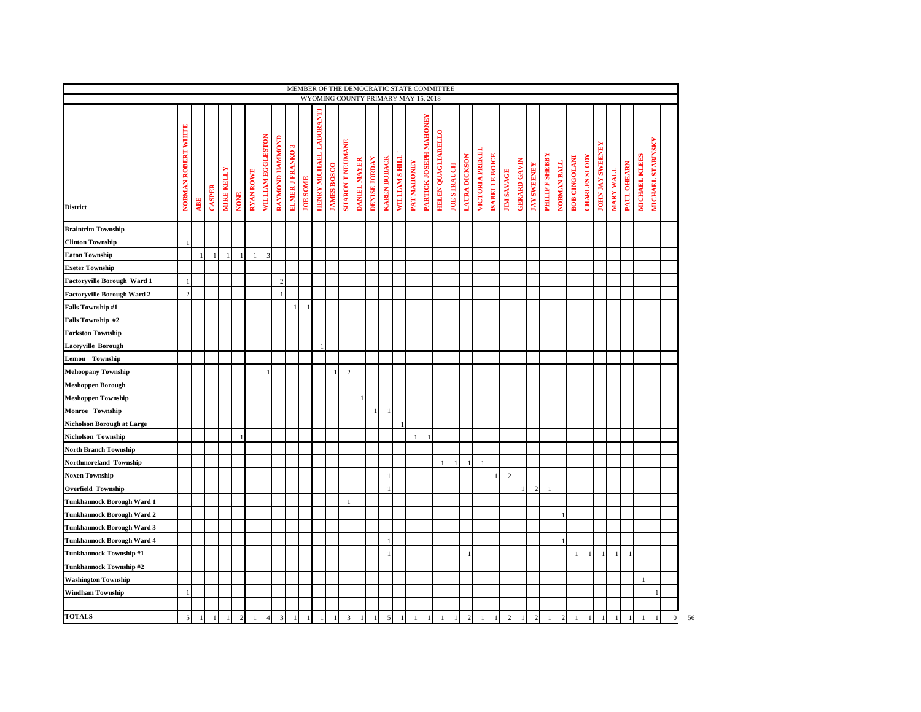# MEMBER OF THE DEMOCRATIC STATE COMMITTEE

## WYOMING COUNTY PRIMARY MAY 15, 2018

| District | NORMAN ROBERT WHITE | ABE | CASPER | MIKE KELLY | NONE | RYAN ROWE | WILLIAM EGGLESTON | RAYMOND HAMMOND | ELMER J FRANKO 3 | JOE SOME | HENRY MICHAEL LABORANTI | JAMES BOSCO | SHARON T NEUMANE | DANIEL MAYER | DENISE JORDAN | KAREN BOBACK | WILLIAM S HILL ' | PAT MAHONEY | PARTICK JOSEPH MAHONEY | HELEN QUAGLIARELLO | JOE STRAUCH | LAURA DICKSON | VICTORIA PREKEL | ISABELLE BOICE | JIM SAVAGE | GERARD GAVIN | JAY SWEENEY | PHILIP F SHEBBY | NORMAN BALL | BOB CINGOLANI | CHARLES SLODY | JOHN JAY SWEENEY | MARY WALL | PAUL OHEARN | MICHAEL KLEES | MICHAEL STABINSKY | | |
|---|---|---|---|---|---|---|---|---|---|---|---|---|---|---|---|---|---|---|---|---|---|---|---|---|---|---|---|---|---|---|---|---|---|---|---|---|---|---|
| Braintrim Township | | | | | | | | | | | | | | | | | | | | | | | | | | | | | | | | | | | | | | |
| Clinton Township | 1 | | | | | | | | | | | | | | | | | | | | | | | | | | | | | | | | | | | | | |
| Eaton Township | | 1 | 1 | 1 | 1 | 1 | 3 | | | | | | | | | | | | | | | | | | | | | | | | | | | | | | | |
| Exeter Township | | | | | | | | | | | | | | | | | | | | | | | | | | | | | | | | | | | | | | |
| Factoryville Borough Ward 1 | 1 | | | | | | | 2 | | | | | | | | | | | | | | | | | | | | | | | | | | | | | | |
| Factoryville Borough Ward 2 | 2 | | | | | | | 1 | | | | | | | | | | | | | | | | | | | | | | | | | | | | | | |
| Falls Township #1 | | | | | | | | | 1 | 1 | | | | | | | | | | | | | | | | | | | | | | | | | | | | |
| Falls Township #2 | | | | | | | | | | | | | | | | | | | | | | | | | | | | | | | | | | | | | | |
| Forkston Township | | | | | | | | | | | | | | | | | | | | | | | | | | | | | | | | | | | | | | |
| Laceyville Borough | | | | | | | | | | | 1 | | | | | | | | | | | | | | | | | | | | | | | | | | | |
| Lemon Township | | | | | | | | | | | | | | | | | | | | | | | | | | | | | | | | | | | | | | |
| Mehoopany Township | | | | | | | 1 | | | | | 1 | 2 | | | | | | | | | | | | | | | | | | | | | | | | | |
| Meshoppen Borough | | | | | | | | | | | | | | | | | | | | | | | | | | | | | | | | | | | | | | |
| Meshoppen Township | | | | | | | | | | | | | | 1 | | | | | | | | | | | | | | | | | | | | | | | | |
| Monroe Township | | | | | | | | | | | | | | | 1 | 1 | | | | | | | | | | | | | | | | | | | | | | |
| Nicholson Borough at Large | | | | | | | | | | | | | | | | | 1 | | | | | | | | | | | | | | | | | | | | | |
| Nicholson Township | | | | | 1 | | | | | | | | | | | | | 1 | 1 | | | | | | | | | | | | | | | | | | | |
| North Branch Township | | | | | | | | | | | | | | | | | | | | | | | | | | | | | | | | | | | | | | |
| Northmoreland Township | | | | | | | | | | | | | | | | | | | | 1 | 1 | 1 | 1 | | | | | | | | | | | | | | | |
| Noxen Township | | | | | | | | | | | | | | | | 1 | | | | | | | | 1 | 2 | | | | | | | | | | | | | |
| Overfield Township | | | | | | | | | | | | | | | | 1 | | | | | | | | | | 1 | 2 | 1 | | | | | | | | | | |
| Tunkhannock Borough Ward 1 | | | | | | | | | | | | | 1 | | | | | | | | | | | | | | | | | | | | | | | | | |
| Tunkhannock Borough Ward 2 | | | | | | | | | | | | | | | | | | | | | | | | | | | | | 1 | | | | | | | | | |
| Tunkhannock Borough Ward 3 | | | | | | | | | | | | | | | | | | | | | | | | | | | | | | | | | | | | | | |
| Tunkhannock Borough Ward 4 | | | | | | | | | | | | | | | | 1 | | | | | | | | | | | | | 1 | | | | | | | | | |
| Tunkhannock Township #1 | | | | | | | | | | | | | | | | 1 | | | | | | 1 | | | | | | | | 1 | 1 | 1 | 1 | 1 | | | | |
| Tunkhannock Township #2 | | | | | | | | | | | | | | | | | | | | | | | | | | | | | | | | | | | | | | |
| Washington Township | | | | | | | | | | | | | | | | | | | | | | | | | | | | | | | | | | | 1 | | | |
| Windham Township | 1 | | | | | | | | | | | | | | | | | | | | | | | | | | | | | | | | | | | 1 | | |
| **TOTALS** | 5 | 1 | 1 | 1 | 2 | 1 | 4 | 3 | 1 | 1 | 1 | 1 | 3 | 1 | 1 | 5 | 1 | 1 | 1 | 1 | 1 | 2 | 1 | 1 | 2 | 1 | 2 | 1 | 2 | 1 | 1 | 1 | 1 | 1 | 1 | 1 | 0 | 56 |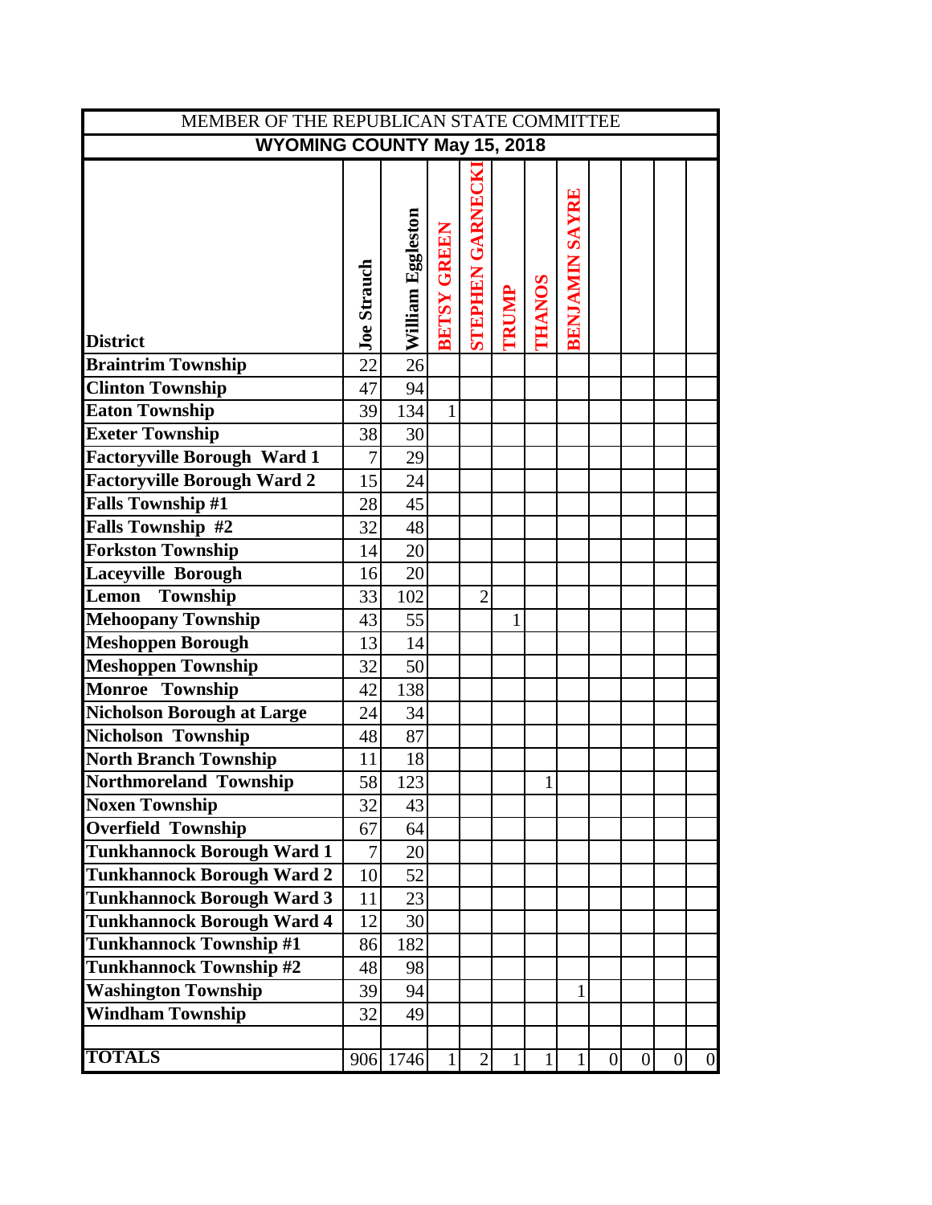| MEMBER OF THE REPUBLICAN STATE COMMITTEE | | | | | | | | | | | |
|---|---|---|---|---|---|---|---|---|---|---|---|
| **WYOMING COUNTY May 15, 2018** | | | | | | | | | | | |
| **District** | **Joe Strauch** | **William Eggleston** | **BETSY GREEN** | **STEPHEN GARNECKI** | **TRUMP** | **THANOS** | **BENJAMIN SAYRE** | | | | |
| **Braintrim Township** | 22 | 26 | | | | | | | | | |
| **Clinton Township** | 47 | 94 | | | | | | | | | |
| **Eaton Township** | 39 | 134 | 1 | | | | | | | | |
| **Exeter Township** | 38 | 30 | | | | | | | | | |
| **Factoryville Borough Ward 1** | 7 | 29 | | | | | | | | | |
| **Factoryville Borough Ward 2** | 15 | 24 | | | | | | | | | |
| **Falls Township #1** | 28 | 45 | | | | | | | | | |
| **Falls Township #2** | 32 | 48 | | | | | | | | | |
| **Forkston Township** | 14 | 20 | | | | | | | | | |
| **Laceyville Borough** | 16 | 20 | | | | | | | | | |
| **Lemon Township** | 33 | 102 | | 2 | | | | | | | |
| **Mehoopany Township** | 43 | 55 | | | 1 | | | | | | |
| **Meshoppen Borough** | 13 | 14 | | | | | | | | | |
| **Meshoppen Township** | 32 | 50 | | | | | | | | | |
| **Monroe Township** | 42 | 138 | | | | | | | | | |
| **Nicholson Borough at Large** | 24 | 34 | | | | | | | | | |
| **Nicholson Township** | 48 | 87 | | | | | | | | | |
| **North Branch Township** | 11 | 18 | | | | | | | | | |
| **Northmoreland Township** | 58 | 123 | | | | 1 | | | | | |
| **Noxen Township** | 32 | 43 | | | | | | | | | |
| **Overfield Township** | 67 | 64 | | | | | | | | | |
| **Tunkhannock Borough Ward 1** | 7 | 20 | | | | | | | | | |
| **Tunkhannock Borough Ward 2** | 10 | 52 | | | | | | | | | |
| **Tunkhannock Borough Ward 3** | 11 | 23 | | | | | | | | | |
| **Tunkhannock Borough Ward 4** | 12 | 30 | | | | | | | | | |
| **Tunkhannock Township #1** | 86 | 182 | | | | | | | | | |
| **Tunkhannock Township #2** | 48 | 98 | | | | | | | | | |
| **Washington Township** | 39 | 94 | | | | | 1 | | | | |
| **Windham Township** | 32 | 49 | | | | | | | | | |
| | | | | | | | | | | | |
| **TOTALS** | 906 | 1746 | 1 | 2 | 1 | 1 | 1 | 0 | 0 | 0 | 0 |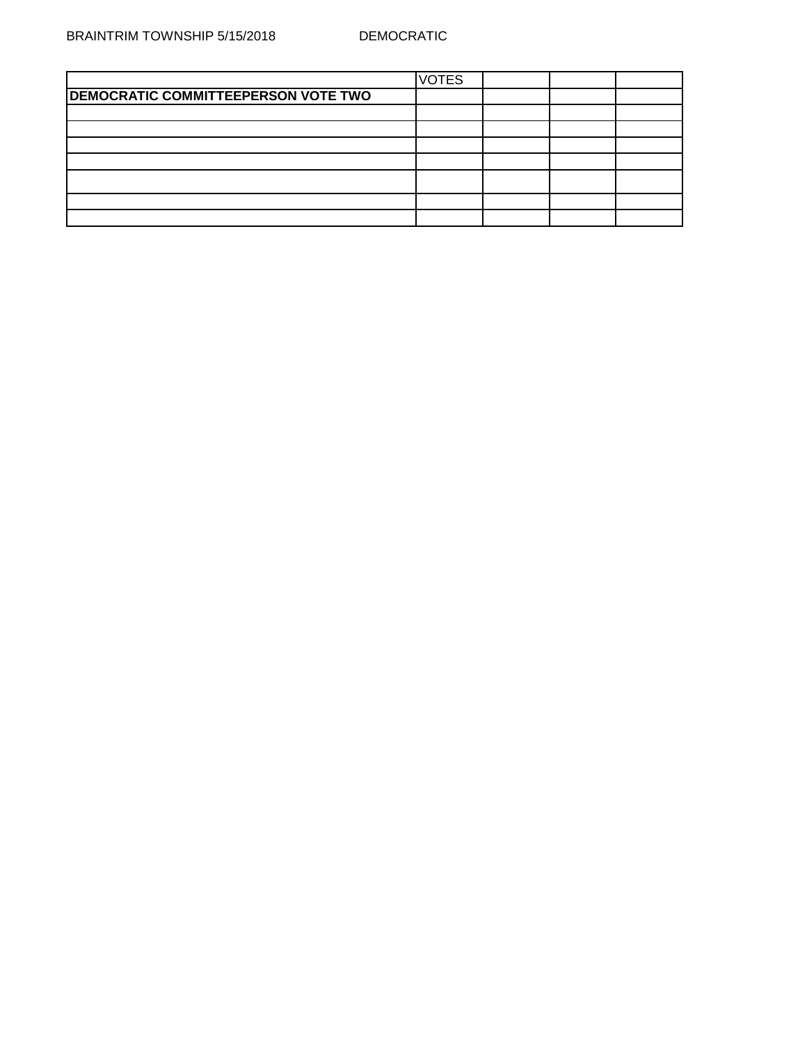BRAINTRIM TOWNSHIP 5/15/2018 DEMOCRATIC

| | VOTES | | | |
|---|---|---|---|---|
| **DEMOCRATIC COMMITTEEPERSON VOTE TWO** | | | | |
| | | | | |
| | | | | |
| | | | | |
| | | | | |
| | | | | |
| | | | | |
| | | | | |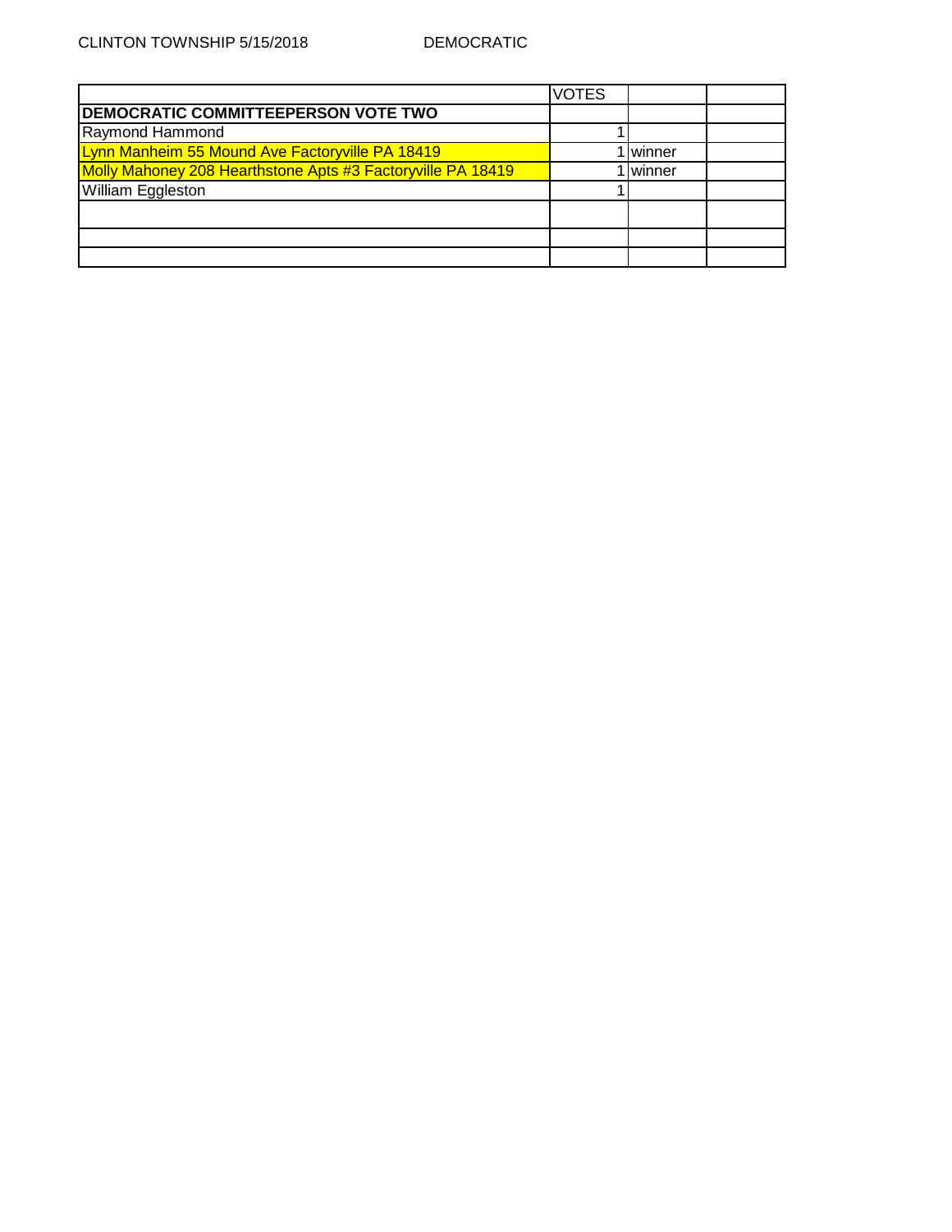CLINTON TOWNSHIP 5/15/2018 DEMOCRATIC

| | VOTES | | |
|---|---|---|---|
| **DEMOCRATIC COMMITTEEPERSON VOTE TWO** | | | |
| Raymond Hammond | 1 | | |
| Lynn Manheim 55 Mound Ave Factoryville PA 18419 | 1 | winner | |
| Molly Mahoney 208 Hearthstone Apts #3 Factoryville PA 18419 | 1 | winner | |
| William Eggleston | 1 | | |
| | | | |
| | | | |
| | | | |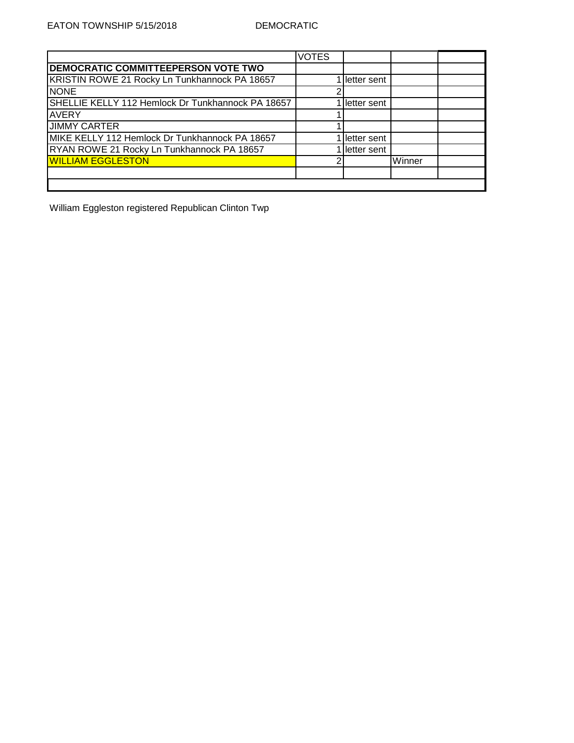EATON TOWNSHIP 5/15/2018 DEMOCRATIC

| | VOTES | | | |
|---|---|---|---|---|
| **DEMOCRATIC COMMITTEEPERSON VOTE TWO** | | | | |
| KRISTIN ROWE 21 Rocky Ln Tunkhannock PA 18657 | 1 | letter sent | | |
| NONE | 2 | | | |
| SHELLIE KELLY 112 Hemlock Dr Tunkhannock PA 18657 | 1 | letter sent | | |
| AVERY | 1 | | | |
| JIMMY CARTER | 1 | | | |
| MIKE KELLY 112 Hemlock Dr Tunkhannock PA 18657 | 1 | letter sent | | |
| RYAN ROWE 21 Rocky Ln Tunkhannock PA 18657 | 1 | letter sent | | |
| WILLIAM EGGLESTON | 2 | | Winner | |
| | | | | |
| | | | | |

William Eggleston registered Republican Clinton Twp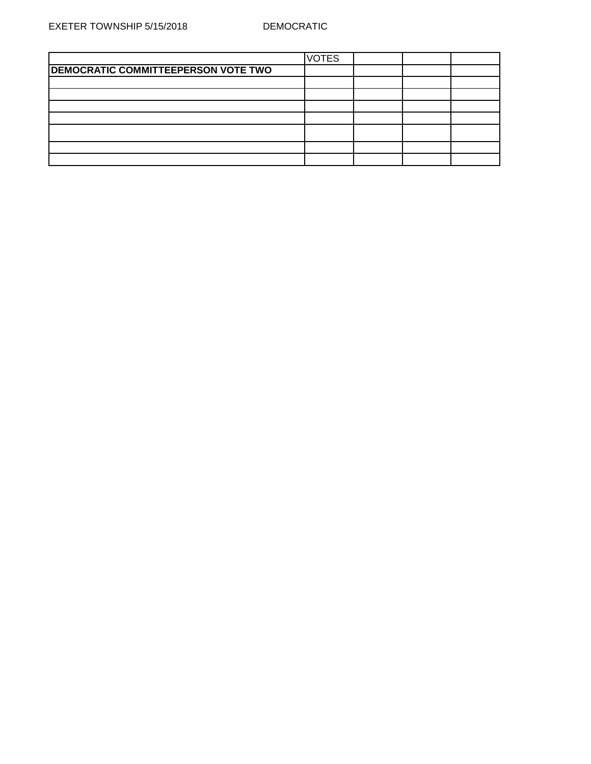EXETER TOWNSHIP 5/15/2018 DEMOCRATIC

| | VOTES | | | |
|---|---|---|---|---|
| **DEMOCRATIC COMMITTEEPERSON VOTE TWO** | | | | |
| | | | | |
| | | | | |
| | | | | |
| | | | | |
| | | | | |
| | | | | |
| | | | | |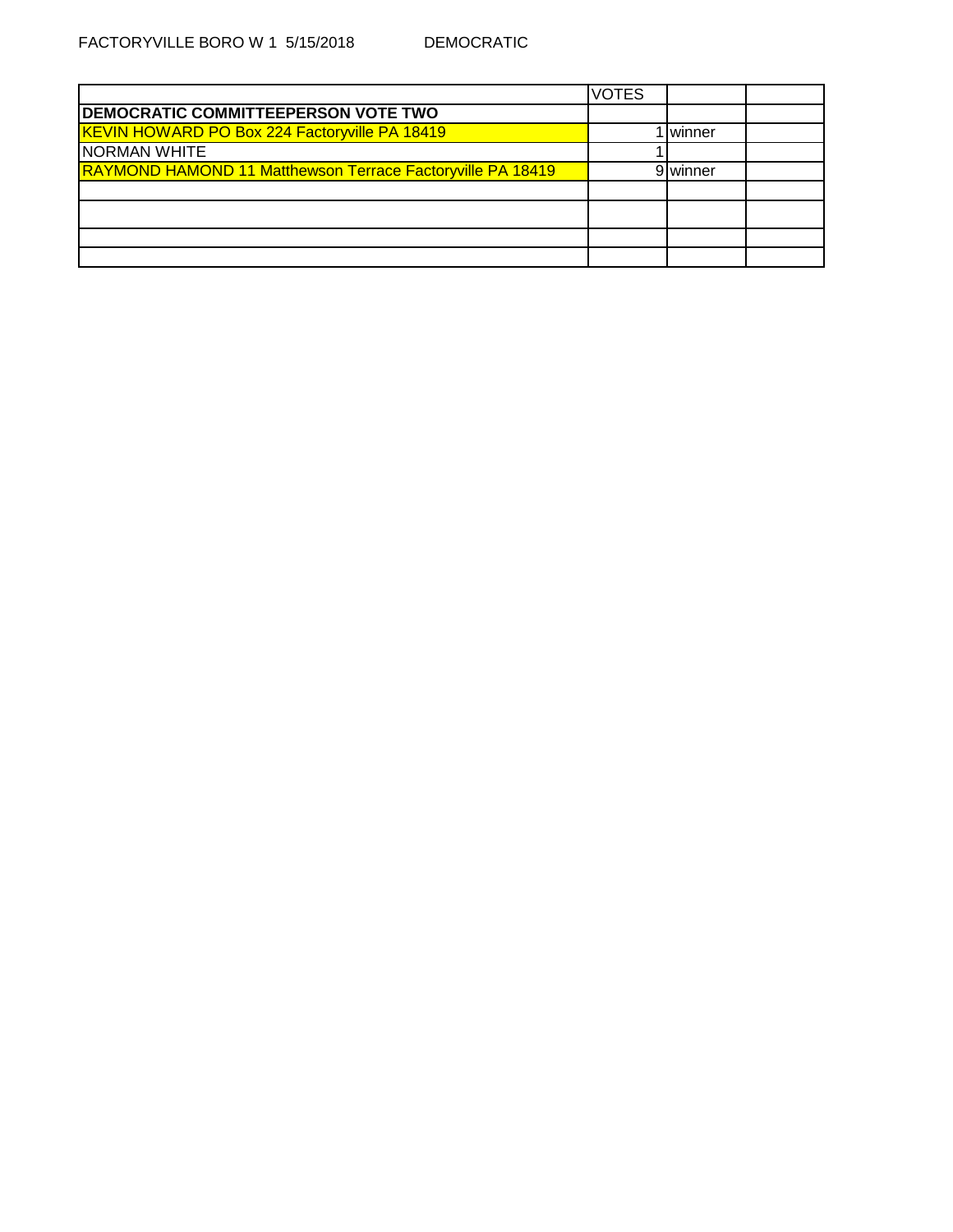FACTORYVILLE BORO W 1 5/15/2018 DEMOCRATIC

| | VOTES | | |
|---|---|---|---|
| **DEMOCRATIC COMMITTEEPERSON VOTE TWO** | | | |
| KEVIN HOWARD PO Box 224 Factoryville PA 18419 | 1 | winner | |
| NORMAN WHITE | 1 | | |
| RAYMOND HAMOND 11 Matthewson Terrace Factoryville PA 18419 | 9 | winner | |
| | | | |
| | | | |
| | | | |
| | | | |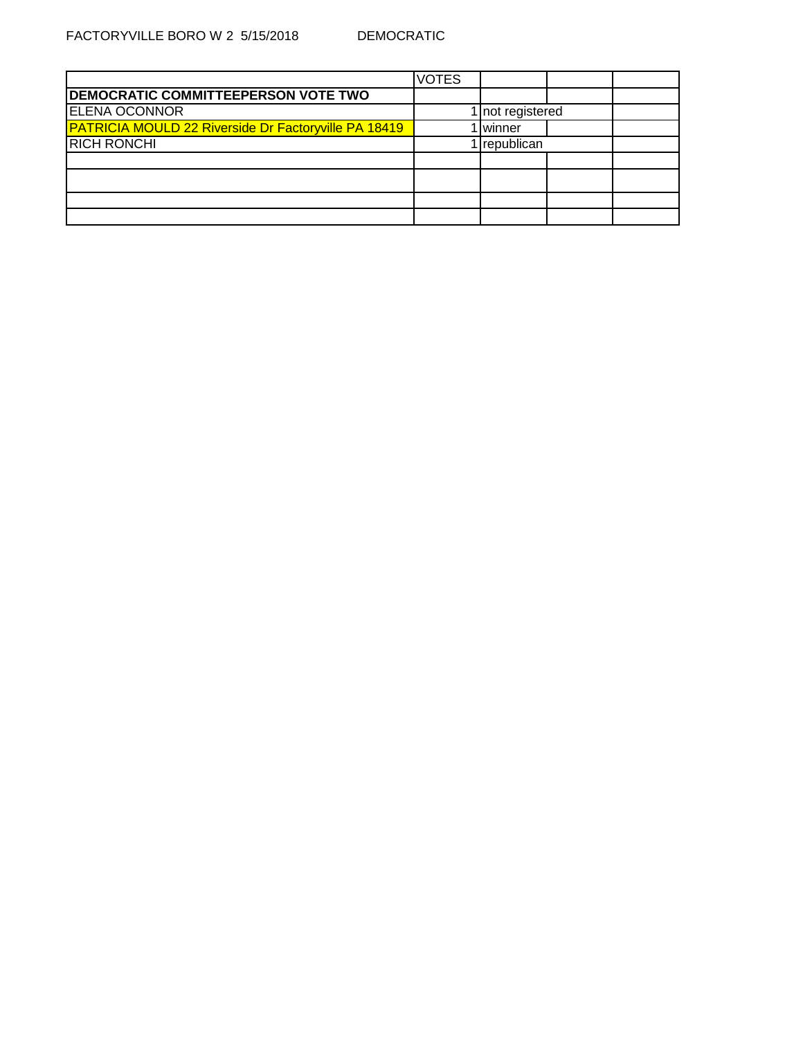FACTORYVILLE BORO W 2  5/15/2018          DEMOCRATIC

| | VOTES | | | |
|---|---|---|---|---|
| **DEMOCRATIC COMMITTEEPERSON VOTE TWO** | | | | |
| ELENA OCONNOR | 1 | not registered | | |
| PATRICIA MOULD 22 Riverside Dr Factoryville PA 18419 | 1 | winner | | |
| RICH RONCHI | 1 | republican | | |
| | | | | |
| | | | | |
| | | | | |
| | | | | |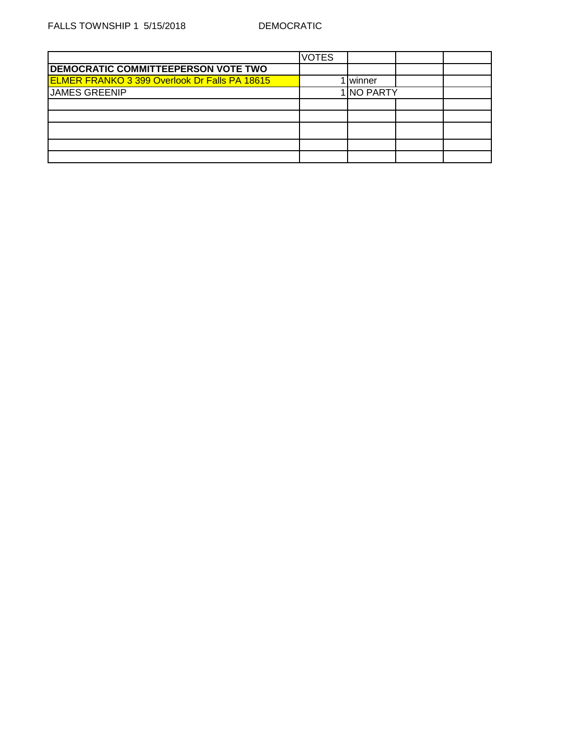FALLS TOWNSHIP 1 5/15/2018 DEMOCRATIC

| | VOTES | | | |
|---|---|---|---|---|
| **DEMOCRATIC COMMITTEEPERSON VOTE TWO** | | | | |
| ELMER FRANKO 3 399 Overlook Dr Falls PA 18615 | 1 | winner | | |
| JAMES GREENIP | 1 | NO PARTY | | |
| | | | | |
| | | | | |
| | | | | |
| | | | | |
| | | | | |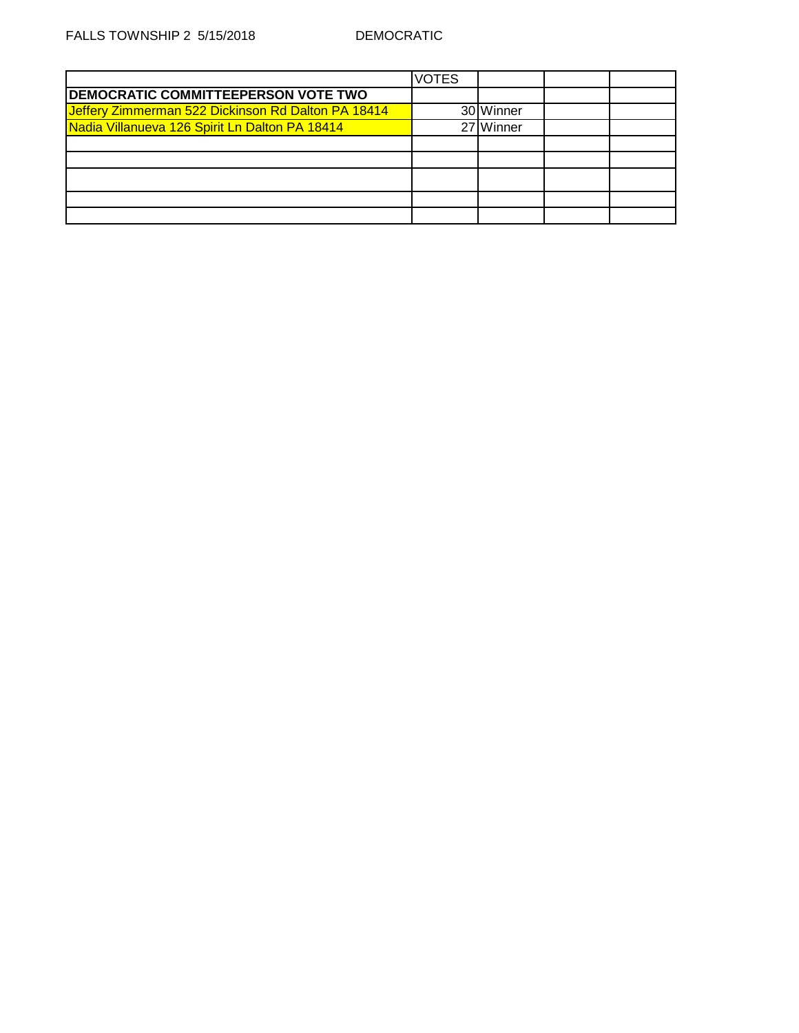FALLS TOWNSHIP 2 5/15/2018 DEMOCRATIC

| | VOTES | | | |
|---|---|---|---|---|
| **DEMOCRATIC COMMITTEEPERSON VOTE TWO** | | | | |
| Jeffery Zimmerman 522 Dickinson Rd Dalton PA 18414 | 30 | Winner | | |
| Nadia Villanueva 126 Spirit Ln Dalton PA 18414 | 27 | Winner | | |
| | | | | |
| | | | | |
| | | | | |
| | | | | |
| | | | | |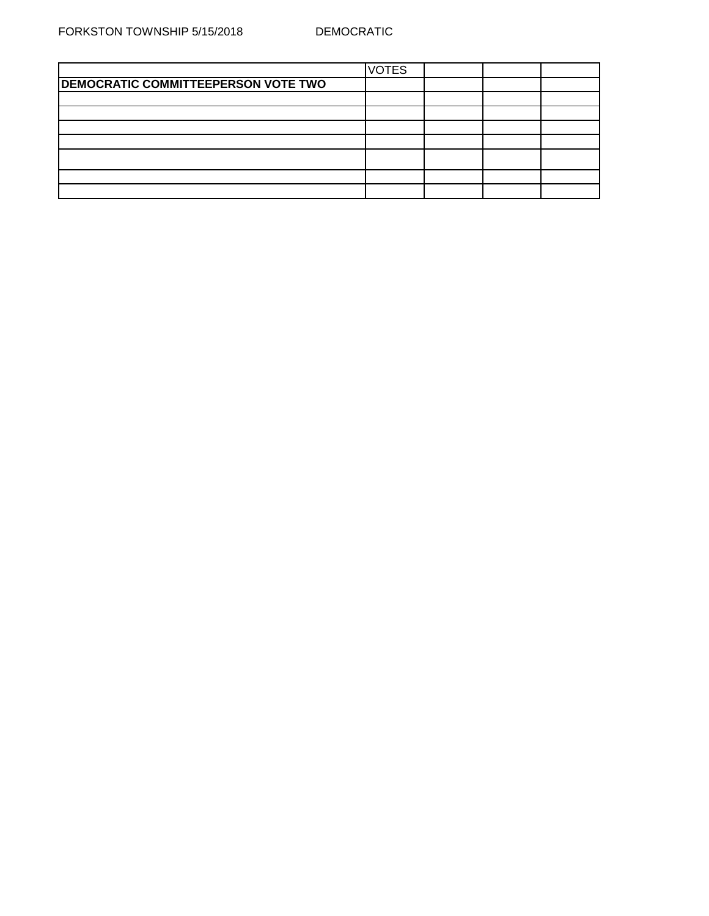FORKSTON TOWNSHIP 5/15/2018 DEMOCRATIC

| | VOTES | | | |
|---|---|---|---|---|
| **DEMOCRATIC COMMITTEEPERSON VOTE TWO** | | | | |
| | | | | |
| | | | | |
| | | | | |
| | | | | |
| | | | | |
| | | | | |
| | | | | |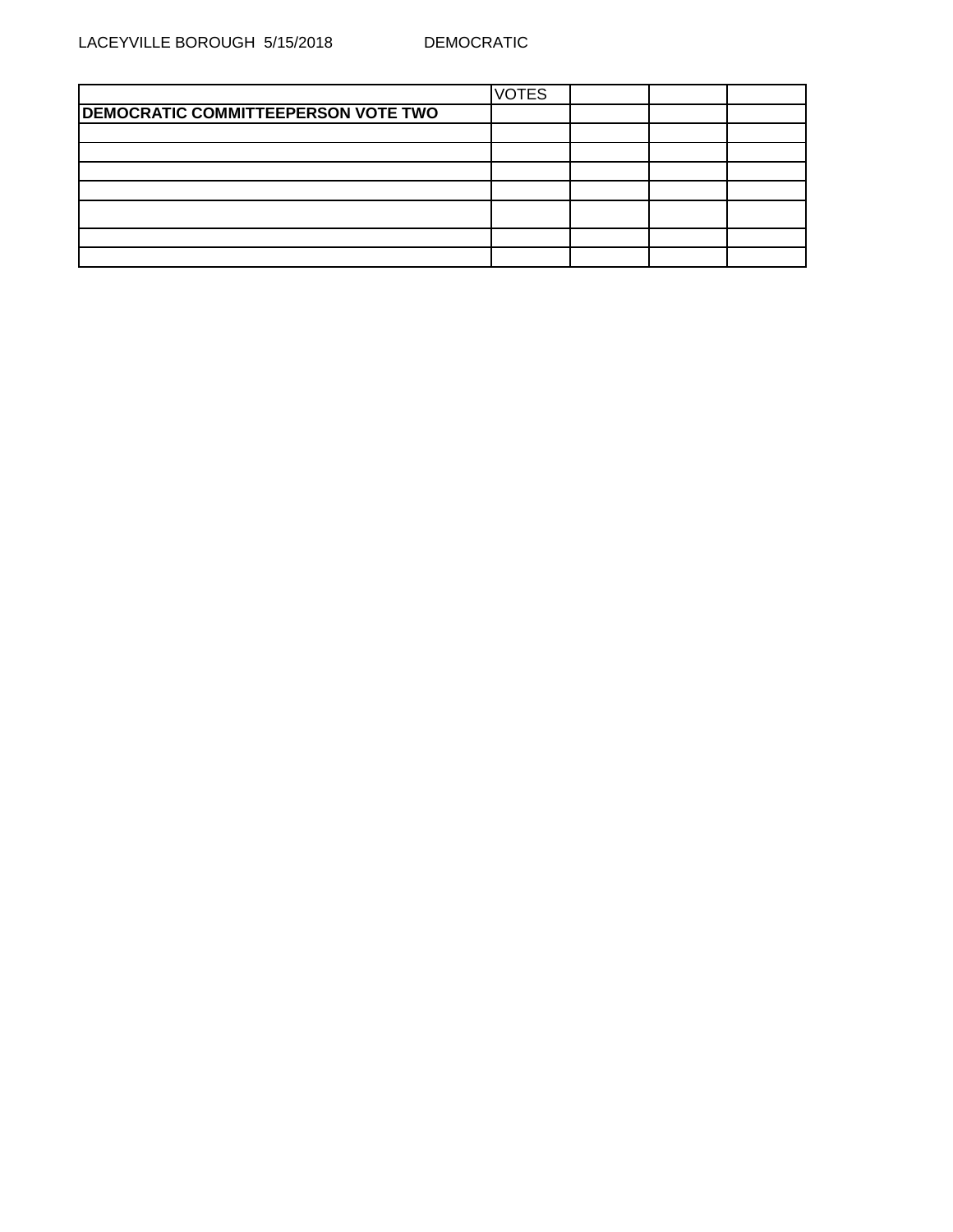LACEYVILLE BOROUGH 5/15/2018 DEMOCRATIC

| | VOTES | | | |
|---|---|---|---|---|
| **DEMOCRATIC COMMITTEEPERSON VOTE TWO** | | | | |
| | | | | |
| | | | | |
| | | | | |
| | | | | |
| | | | | |
| | | | | |
| | | | | |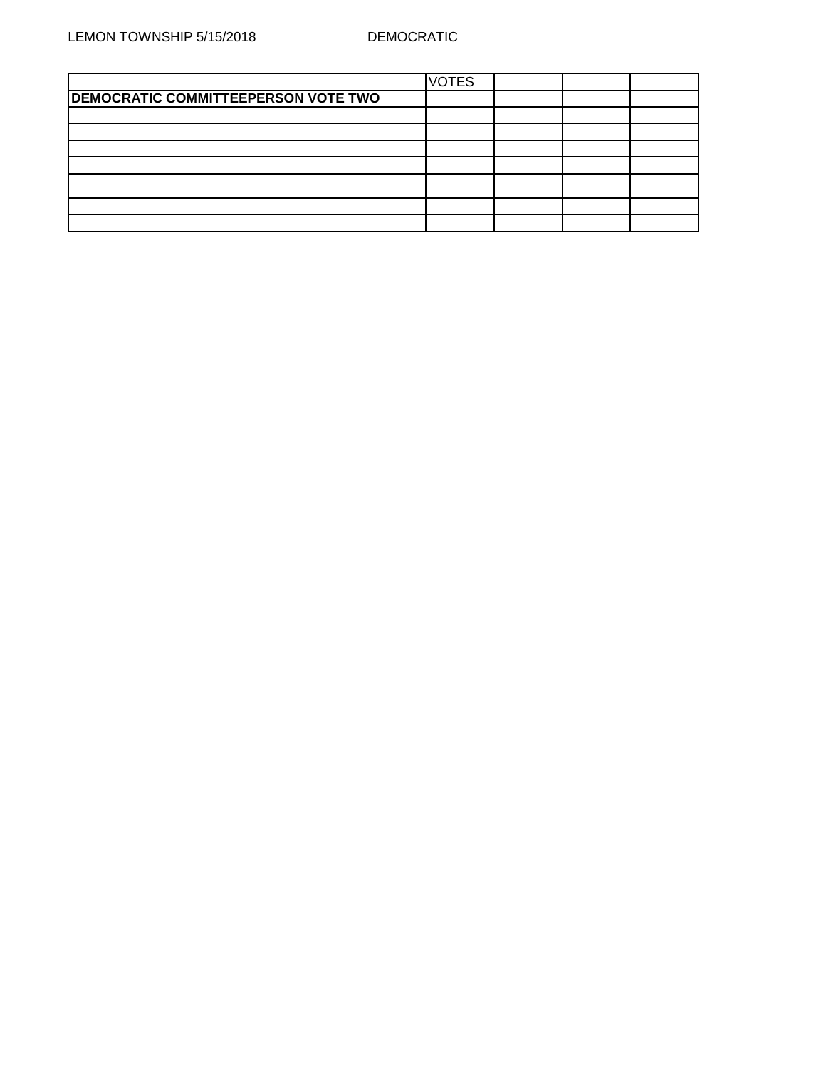LEMON TOWNSHIP 5/15/2018 DEMOCRATIC

| | VOTES | | | |
|---|---|---|---|---|
| **DEMOCRATIC COMMITTEEPERSON VOTE TWO** | | | | |
| | | | | |
| | | | | |
| | | | | |
| | | | | |
| | | | | |
| | | | | |
| | | | | |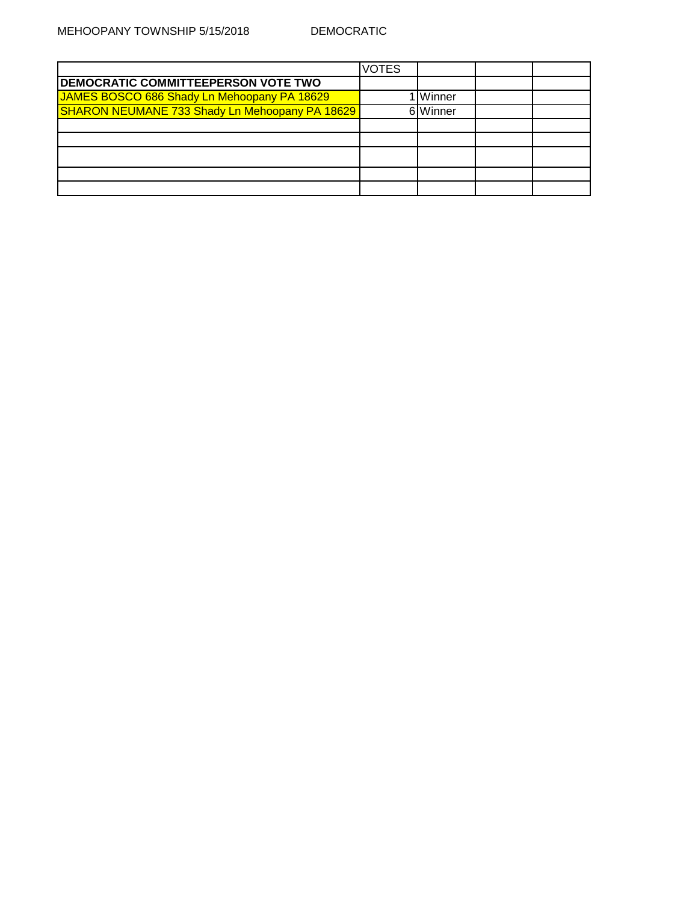MEHOOPANY TOWNSHIP 5/15/2018 DEMOCRATIC

| | VOTES | | | |
|---|---|---|---|---|
| **DEMOCRATIC COMMITTEEPERSON VOTE TWO** | | | | |
| JAMES BOSCO 686 Shady Ln Mehoopany PA 18629 | 1 | Winner | | |
| SHARON NEUMANE 733 Shady Ln Mehoopany PA 18629 | 6 | Winner | | |
| | | | | |
| | | | | |
| | | | | |
| | | | | |
| | | | | |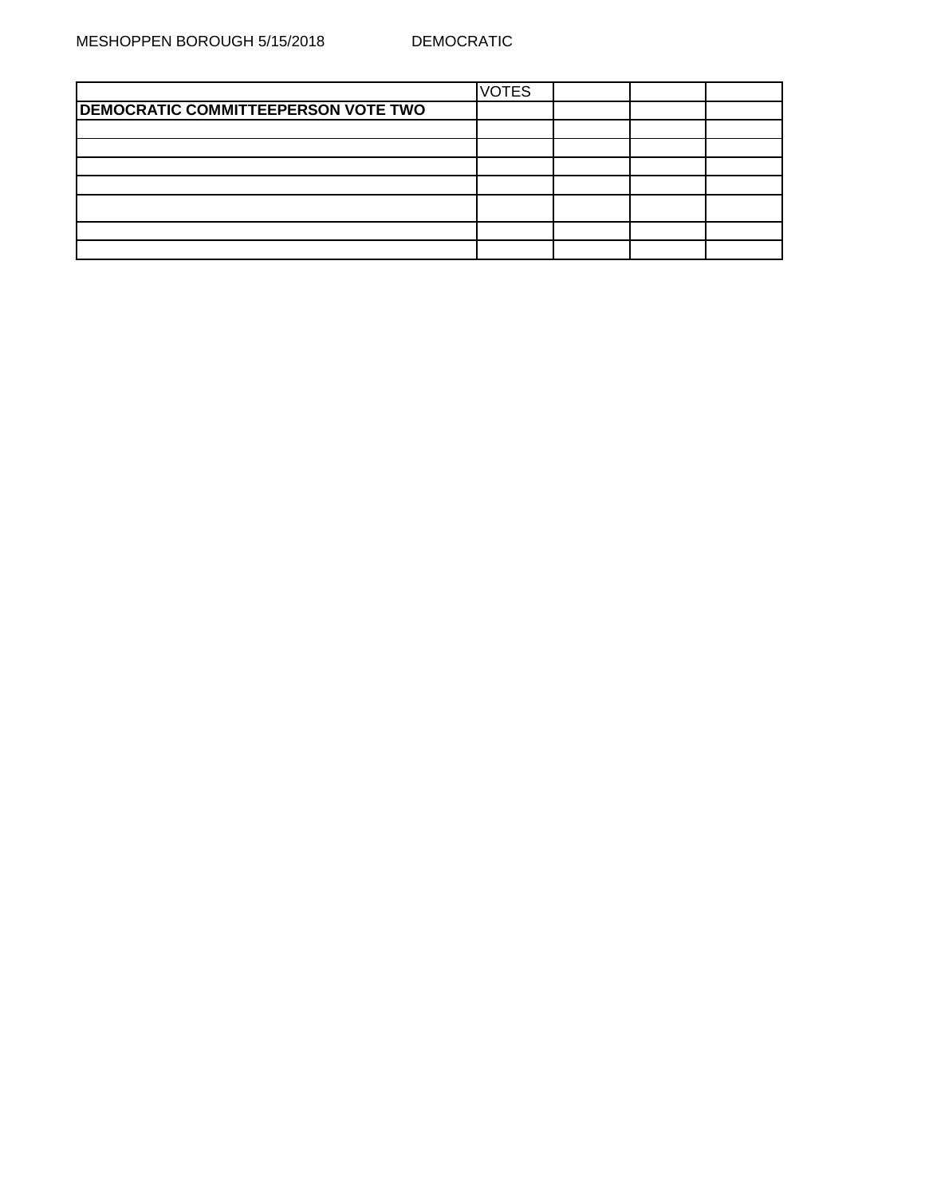MESHOPPEN BOROUGH 5/15/2018 DEMOCRATIC

| | VOTES | | | |
|---|---|---|---|---|
| **DEMOCRATIC COMMITTEEPERSON VOTE TWO** | | | | |
| | | | | |
| | | | | |
| | | | | |
| | | | | |
| | | | | |
| | | | | |
| | | | | |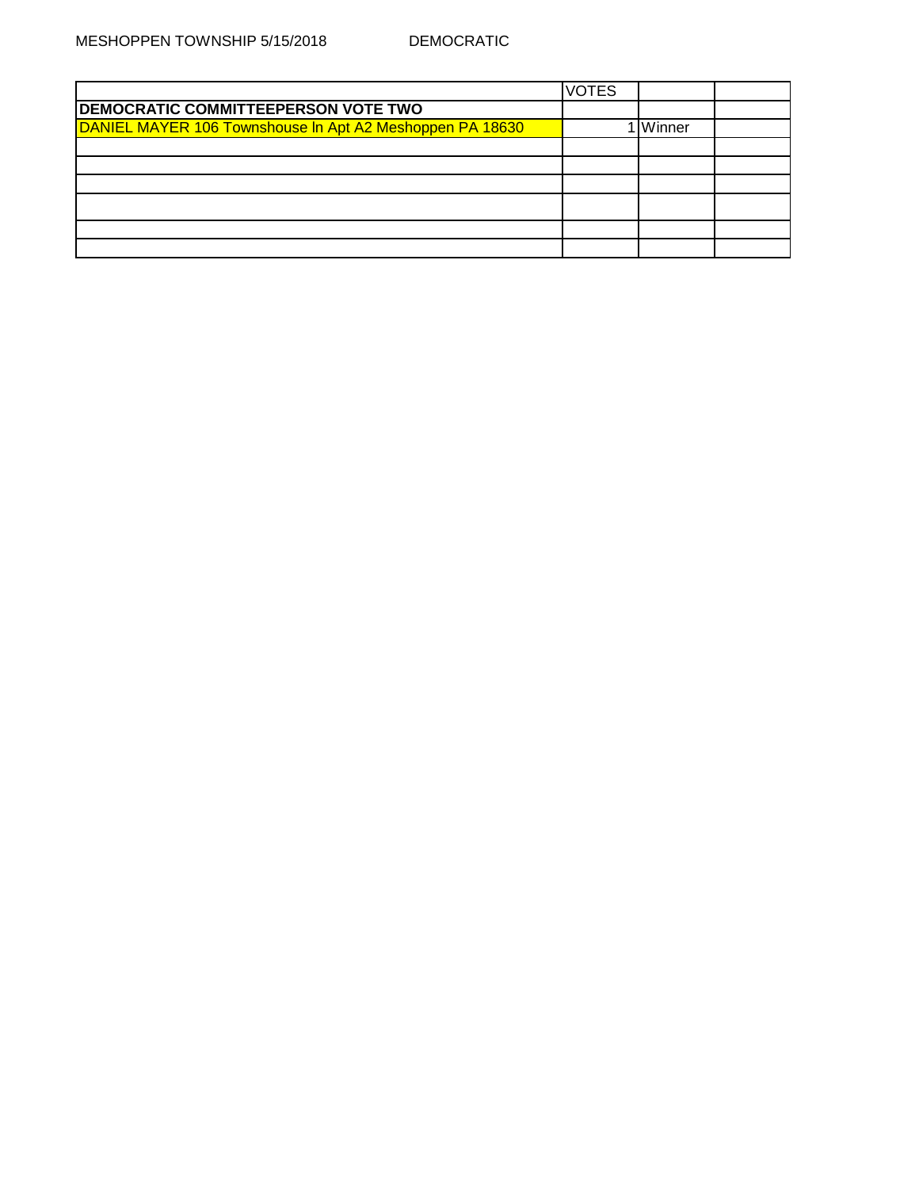MESHOPPEN TOWNSHIP 5/15/2018 DEMOCRATIC

| | VOTES | | |
|---|---|---|---|
| **DEMOCRATIC COMMITTEEPERSON VOTE TWO** | | | |
| DANIEL MAYER 106 Townshouse ln Apt A2 Meshoppen PA 18630 | 1 | Winner | |
| | | | |
| | | | |
| | | | |
| | | | |
| | | | |
| | | | |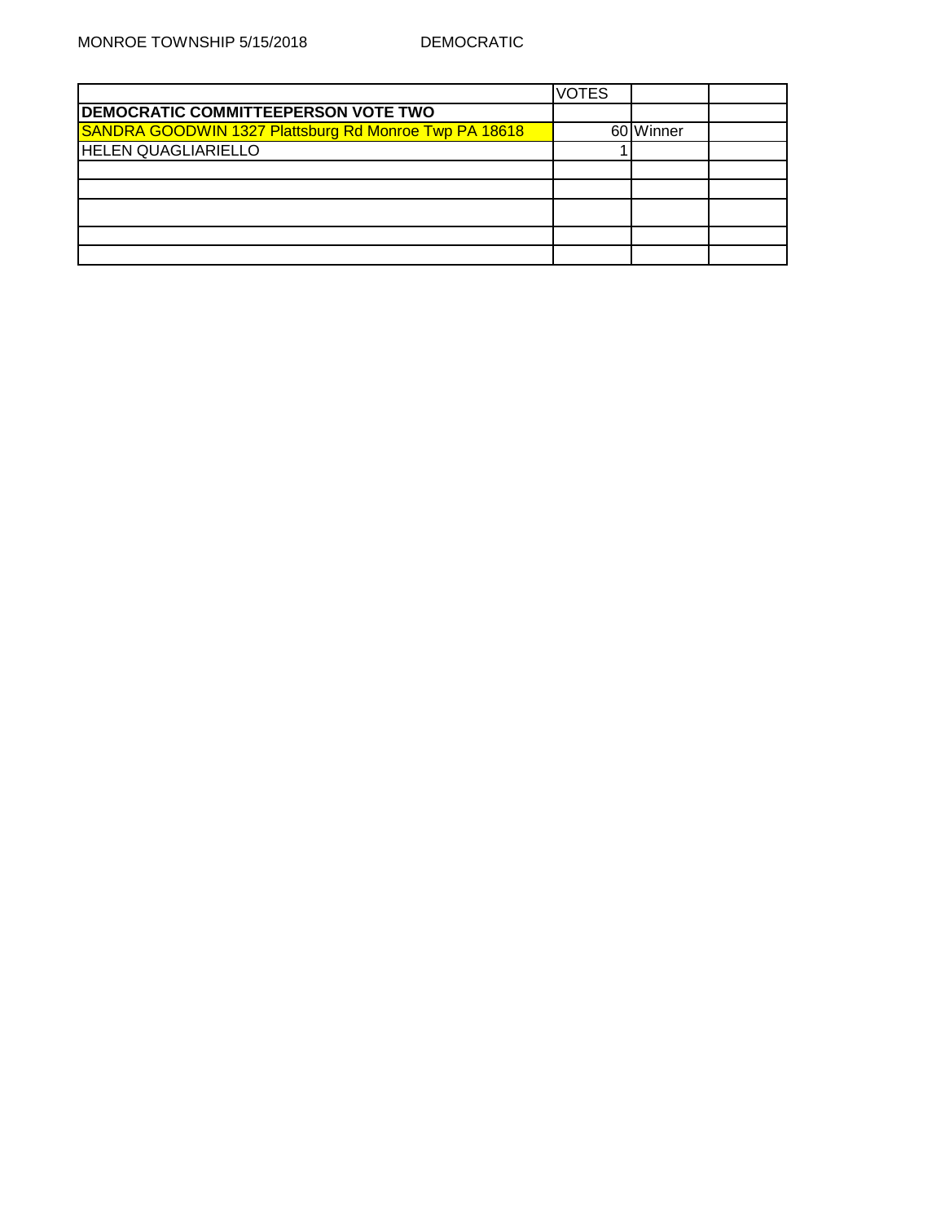MONROE TOWNSHIP 5/15/2018 DEMOCRATIC

| | VOTES | | |
|---|---|---|---|
| **DEMOCRATIC COMMITTEEPERSON VOTE TWO** | | | |
| SANDRA GOODWIN 1327 Plattsburg Rd Monroe Twp PA 18618 | 60 | Winner | |
| HELEN QUAGLIARIELLO | 1 | | |
| | | | |
| | | | |
| | | | |
| | | | |
| | | | |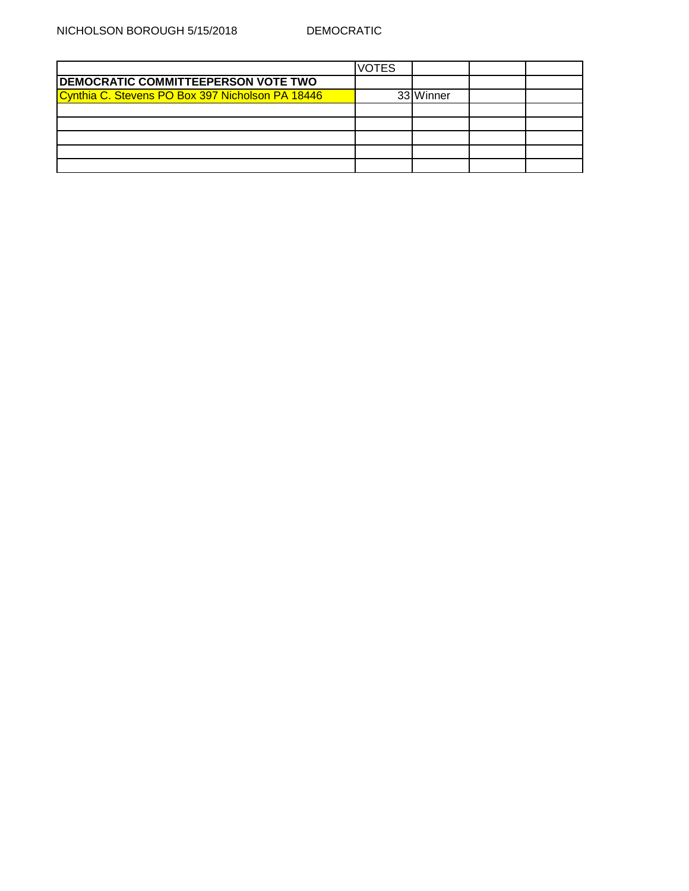NICHOLSON BOROUGH 5/15/2018 DEMOCRATIC

| | VOTES | | | |
|---|---|---|---|---|
| **DEMOCRATIC COMMITTEEPERSON VOTE TWO** | | | | |
| Cynthia C. Stevens PO Box 397 Nicholson PA 18446 | 33 | Winner | | |
| | | | | |
| | | | | |
| | | | | |
| | | | | |
| | | | | |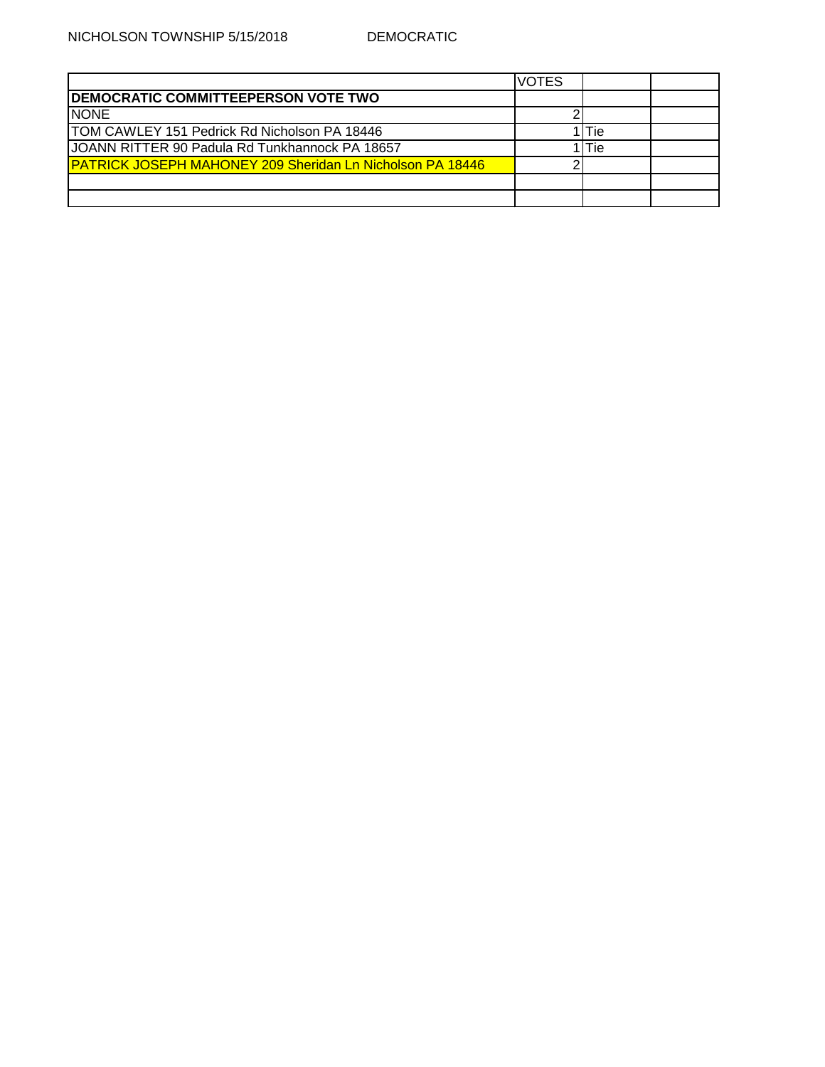NICHOLSON TOWNSHIP 5/15/2018 DEMOCRATIC

| | VOTES | | |
|---|---|---|---|
| **DEMOCRATIC COMMITTEEPERSON VOTE TWO** | | | |
| NONE | 2 | | |
| TOM CAWLEY 151 Pedrick Rd Nicholson PA 18446 | 1 | Tie | |
| JOANN RITTER 90 Padula Rd Tunkhannock PA 18657 | 1 | Tie | |
| PATRICK JOSEPH MAHONEY 209 Sheridan Ln Nicholson PA 18446 | 2 | | |
| | | | |
| | | | |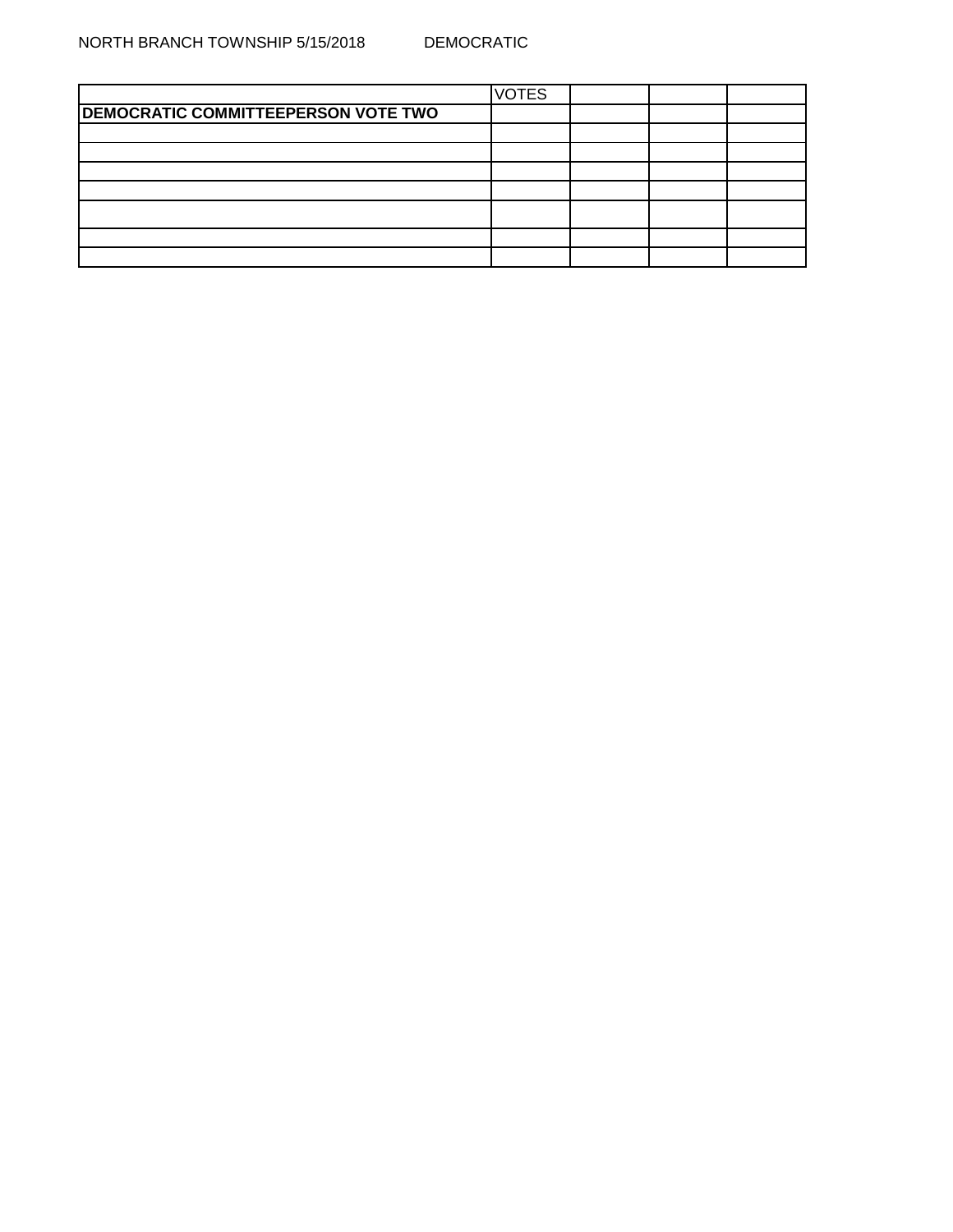NORTH BRANCH TOWNSHIP 5/15/2018 DEMOCRATIC

| | VOTES | | | |
|---|---|---|---|---|
| **DEMOCRATIC COMMITTEEPERSON VOTE TWO** | | | | |
| | | | | |
| | | | | |
| | | | | |
| | | | | |
| | | | | |
| | | | | |
| | | | | |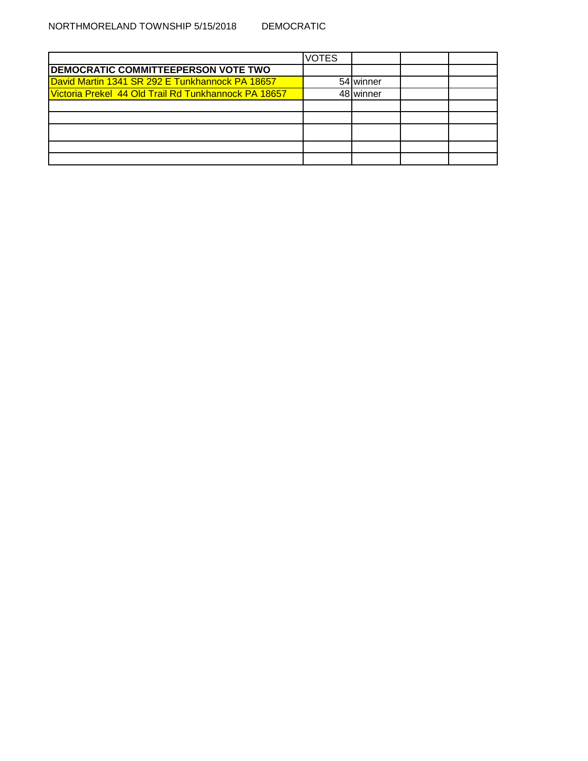NORTHMORELAND TOWNSHIP 5/15/2018 DEMOCRATIC

| | VOTES | | | |
|---|---|---|---|---|
| **DEMOCRATIC COMMITTEEPERSON VOTE TWO** | | | | |
| David Martin 1341 SR 292 E Tunkhannock PA 18657 | 54 | winner | | |
| Victoria Prekel 44 Old Trail Rd Tunkhannock PA 18657 | 48 | winner | | |
| | | | | |
| | | | | |
| | | | | |
| | | | | |
| | | | | |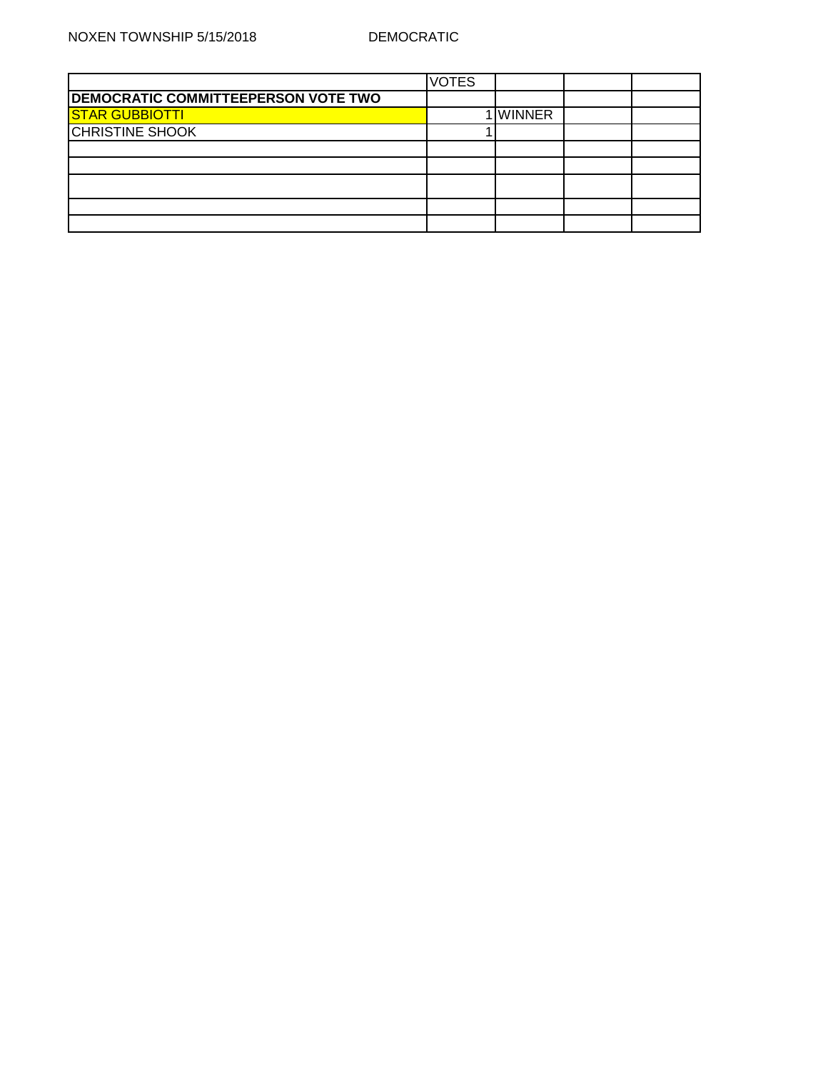NOXEN TOWNSHIP 5/15/2018 DEMOCRATIC

| | VOTES | | | |
|---|---|---|---|---|
| **DEMOCRATIC COMMITTEEPERSON VOTE TWO** | | | | |
| STAR GUBBIOTTI | 1 | WINNER | | |
| CHRISTINE SHOOK | 1 | | | |
| | | | | |
| | | | | |
| | | | | |
| | | | | |
| | | | | |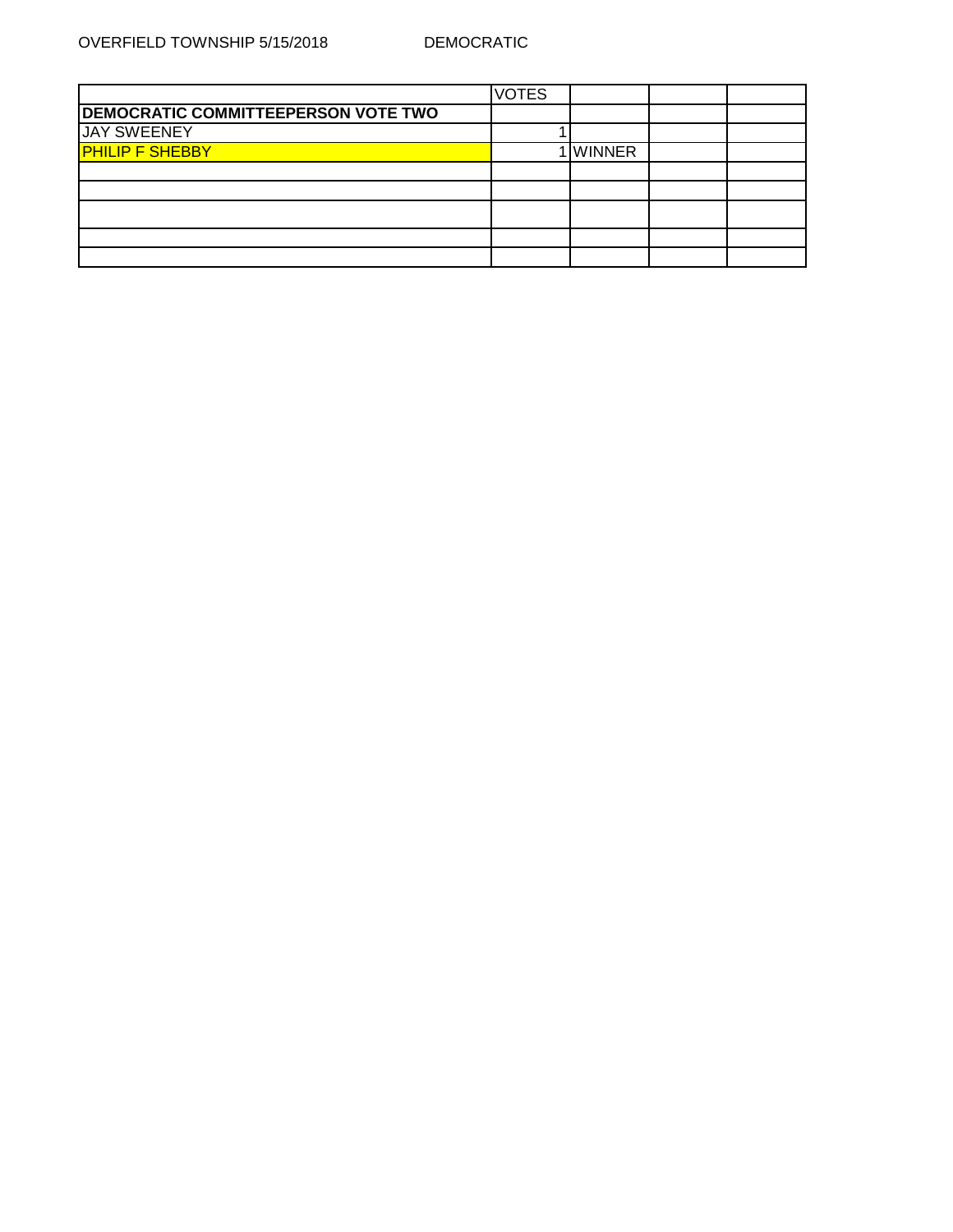OVERFIELD TOWNSHIP 5/15/2018 DEMOCRATIC

| | VOTES | | | |
|---|---|---|---|---|
| **DEMOCRATIC COMMITTEEPERSON VOTE TWO** | | | | |
| JAY SWEENEY | 1 | | | |
| PHILIP F SHEBBY | 1 | WINNER | | |
| | | | | |
| | | | | |
| | | | | |
| | | | | |
| | | | | |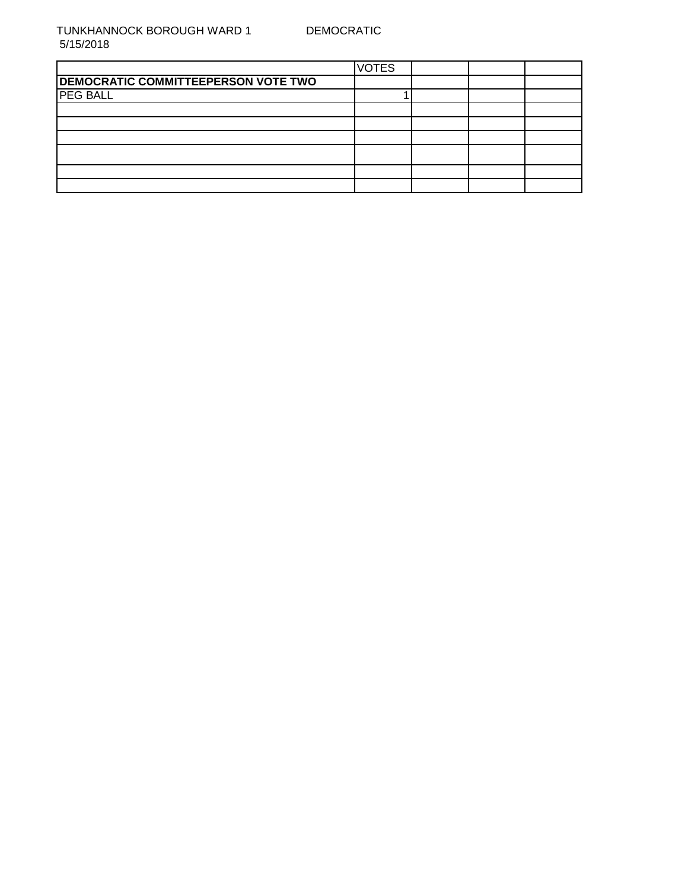TUNKHANNOCK BOROUGH WARD 1 DEMOCRATIC
5/15/2018

| | VOTES | | | |
|---|---|---|---|---|
| **DEMOCRATIC COMMITTEEPERSON VOTE TWO** | | | | |
| PEG BALL | 1 | | | |
| | | | | |
| | | | | |
| | | | | |
| | | | | |
| | | | | |
| | | | | |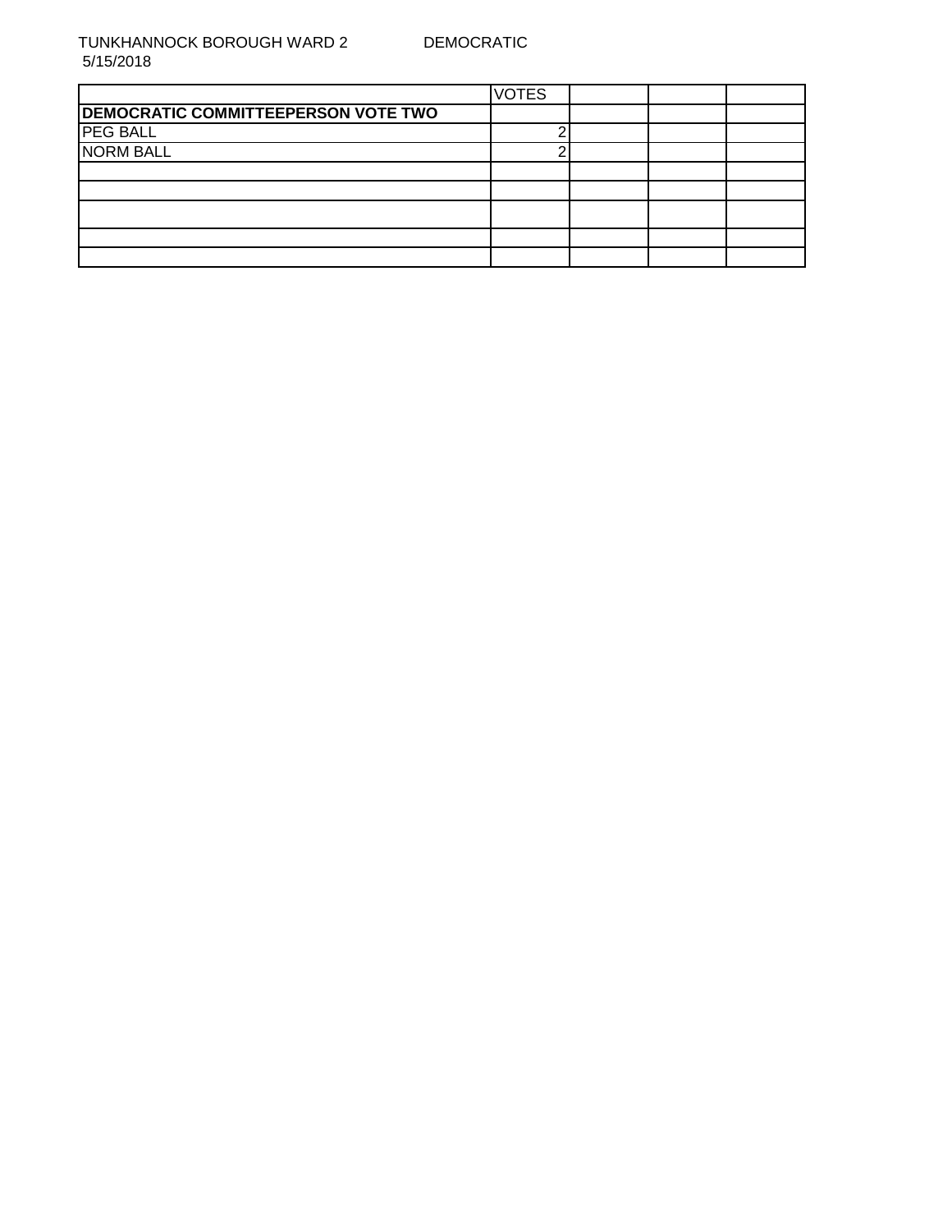TUNKHANNOCK BOROUGH WARD 2 DEMOCRATIC
5/15/2018

| | VOTES | | | |
|---|---|---|---|---|
| **DEMOCRATIC COMMITTEEPERSON VOTE TWO** | | | | |
| PEG BALL | 2 | | | |
| NORM BALL | 2 | | | |
| | | | | |
| | | | | |
| | | | | |
| | | | | |
| | | | | |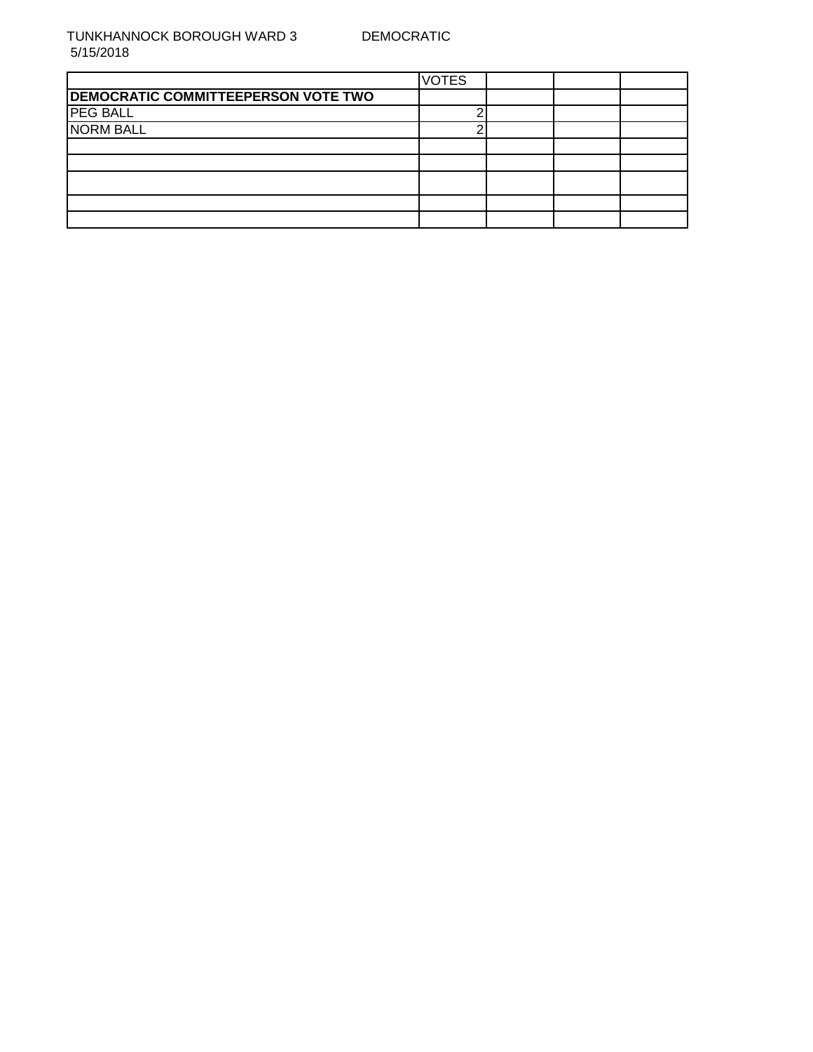TUNKHANNOCK BOROUGH WARD 3 DEMOCRATIC
5/15/2018

| | VOTES | | | |
|---|---|---|---|---|
| **DEMOCRATIC COMMITTEEPERSON VOTE TWO** | | | | |
| PEG BALL | 2 | | | |
| NORM BALL | 2 | | | |
| | | | | |
| | | | | |
| | | | | |
| | | | | |
| | | | | |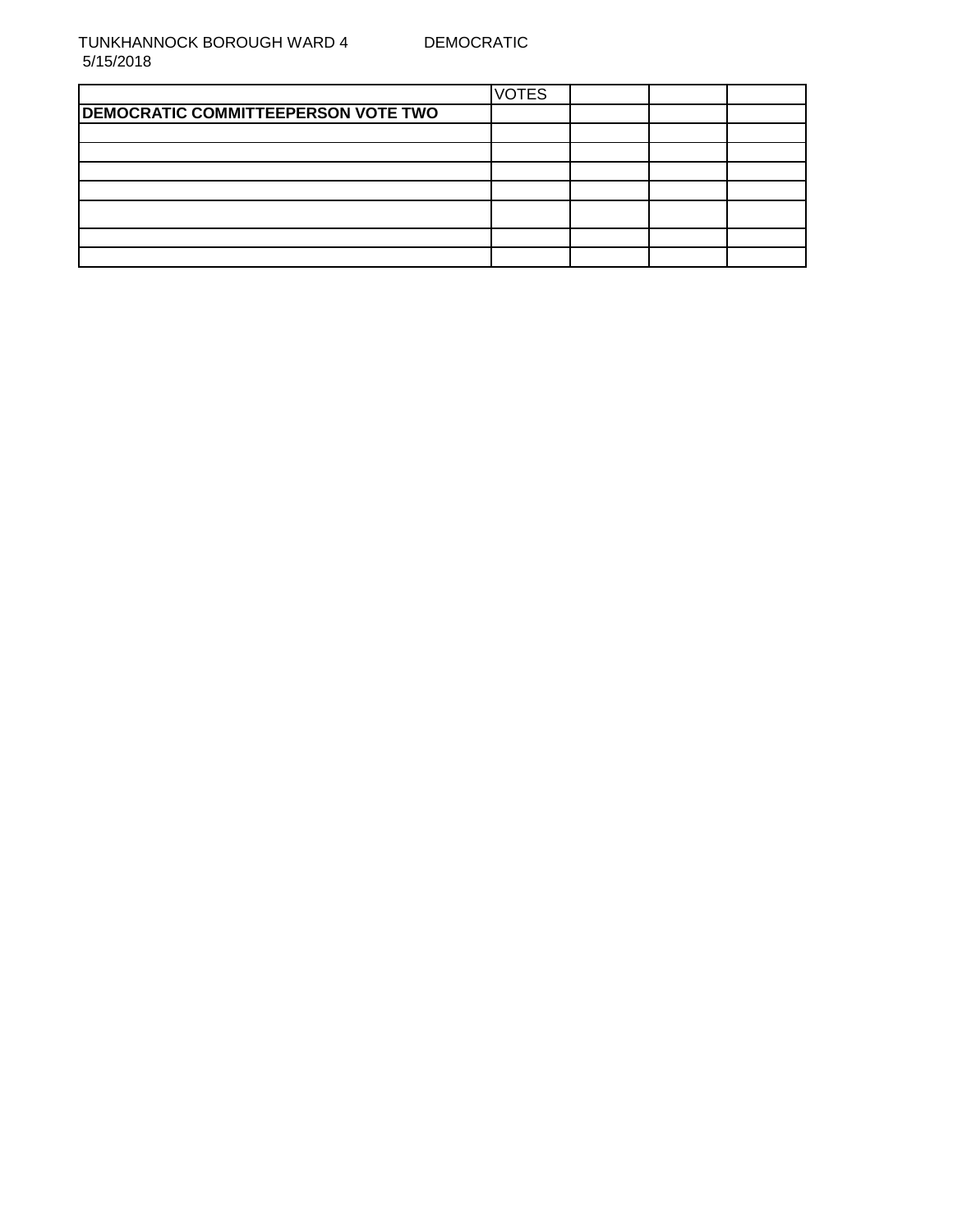TUNKHANNOCK BOROUGH WARD 4 DEMOCRATIC
5/15/2018

| | VOTES | | | |
|---|---|---|---|---|
| **DEMOCRATIC COMMITTEEPERSON VOTE TWO** | | | | |
| | | | | |
| | | | | |
| | | | | |
| | | | | |
| | | | | |
| | | | | |
| | | | | |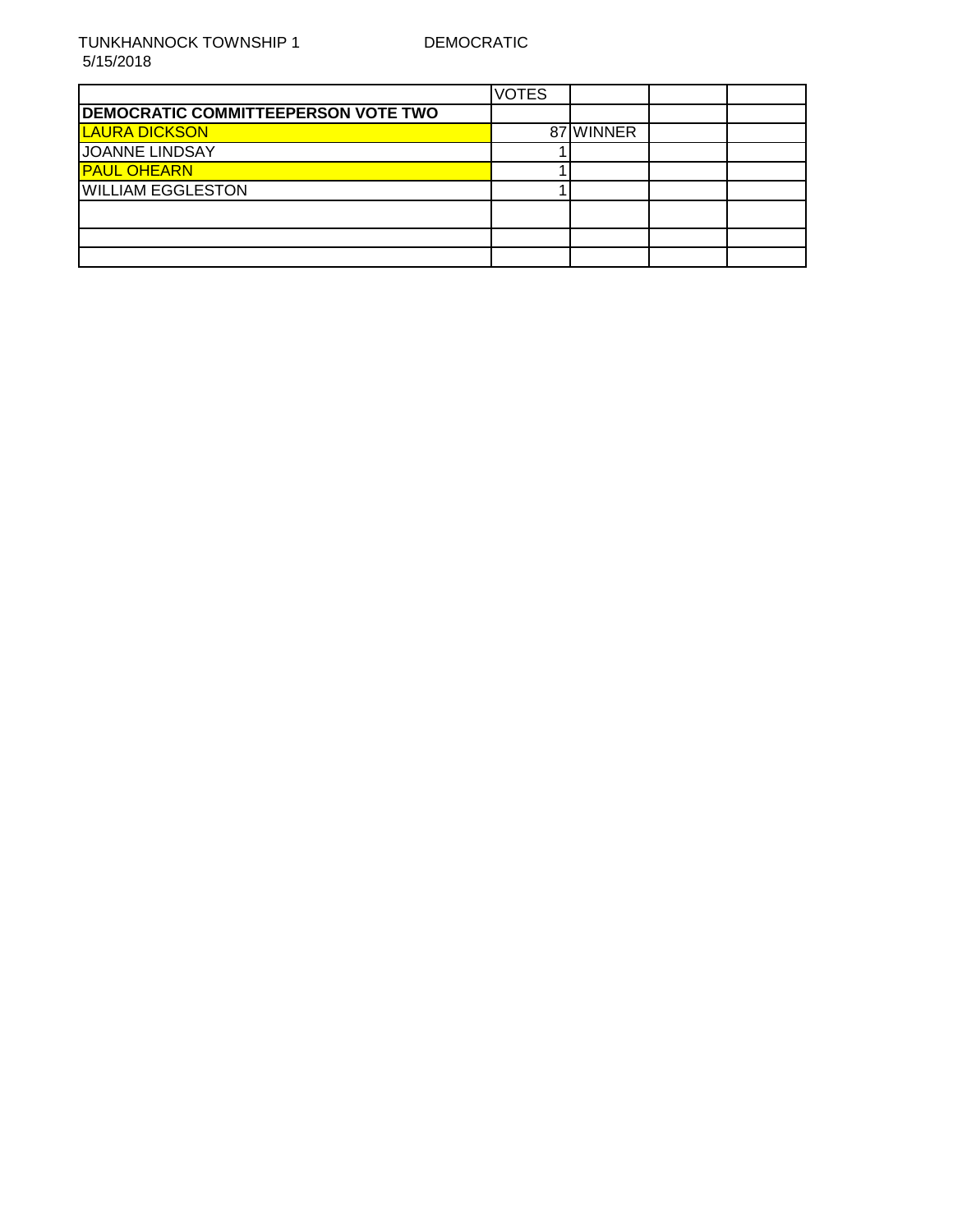TUNKHANNOCK TOWNSHIP 1 DEMOCRATIC
5/15/2018

| | VOTES | | | |
|---|---|---|---|---|
| **DEMOCRATIC COMMITTEEPERSON VOTE TWO** | | | | |
| LAURA DICKSON | 87 | WINNER | | |
| JOANNE LINDSAY | 1 | | | |
| PAUL OHEARN | 1 | | | |
| WILLIAM EGGLESTON | 1 | | | |
| | | | | |
| | | | | |
| | | | | |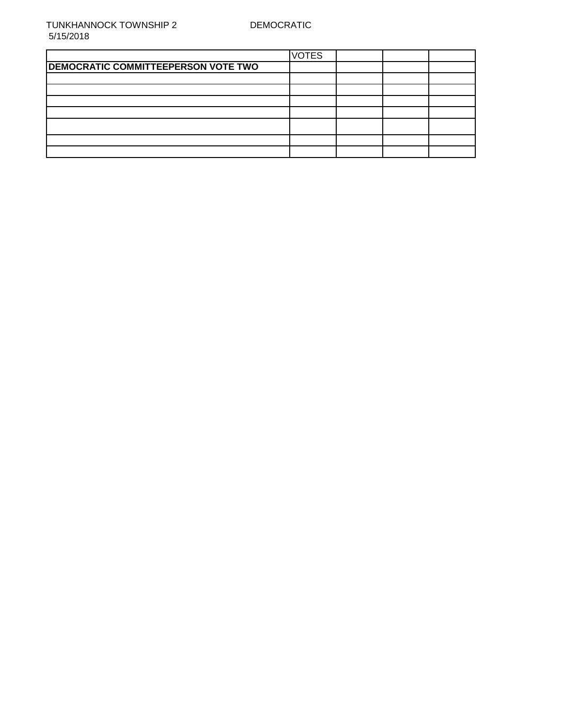TUNKHANNOCK TOWNSHIP 2 DEMOCRATIC
5/15/2018

| | VOTES | | | |
|---|---|---|---|---|
| **DEMOCRATIC COMMITTEEPERSON VOTE TWO** | | | | |
| | | | | |
| | | | | |
| | | | | |
| | | | | |
| | | | | |
| | | | | |
| | | | | |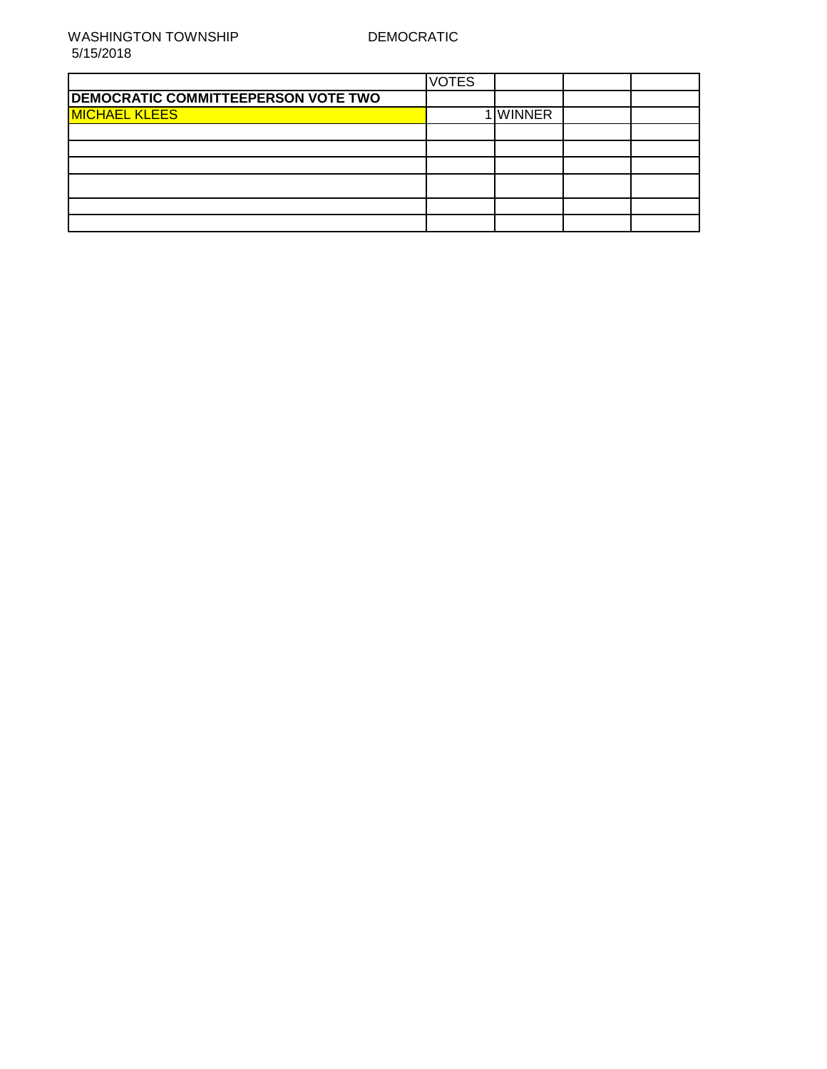WASHINGTON TOWNSHIP DEMOCRATIC
5/15/2018

| | VOTES | | | |
|---|---|---|---|---|
| **DEMOCRATIC COMMITTEEPERSON VOTE TWO** | | | | |
| MICHAEL KLEES | 1 | WINNER | | |
| | | | | |
| | | | | |
| | | | | |
| | | | | |
| | | | | |
| | | | | |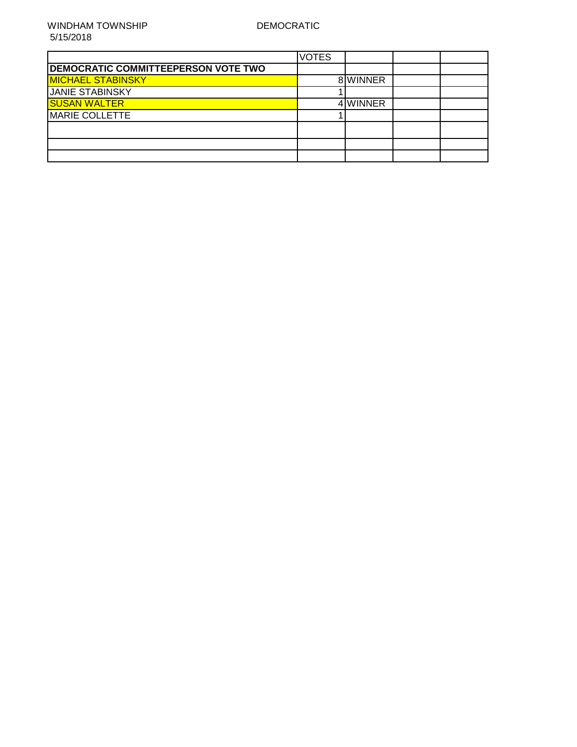WINDHAM TOWNSHIP DEMOCRATIC
5/15/2018

| | VOTES | | | |
|---|---|---|---|---|
| **DEMOCRATIC COMMITTEEPERSON VOTE TWO** | | | | |
| MICHAEL STABINSKY | 8 | WINNER | | |
| JANIE STABINSKY | 1 | | | |
| SUSAN WALTER | 4 | WINNER | | |
| MARIE COLLETTE | 1 | | | |
| | | | | |
| | | | | |
| | | | | |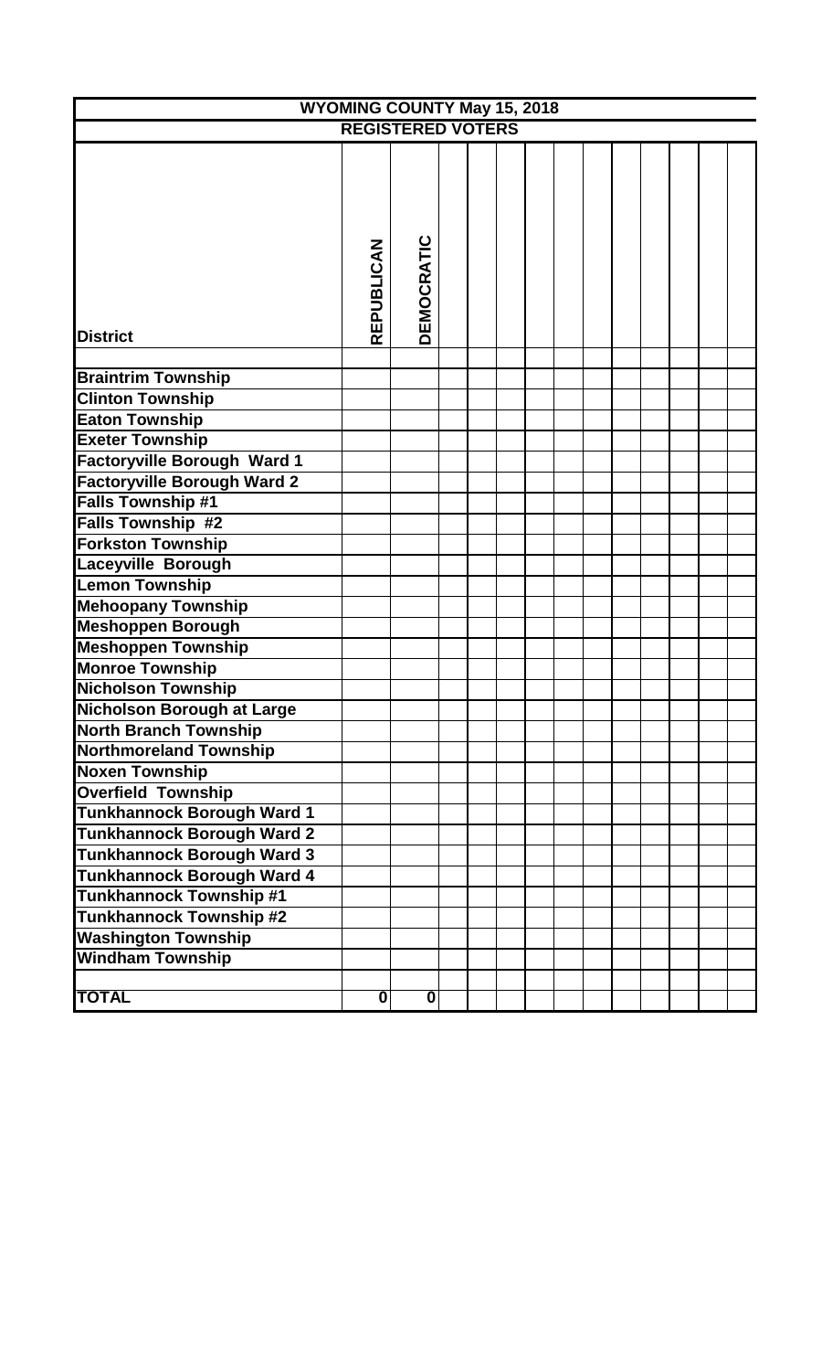| WYOMING COUNTY May 15, 2018 | | | | | | | | | | | | | | |
|---|---|---|---|---|---|---|---|---|---|---|---|---|---|---|
| REGISTERED VOTERS | | | | | | | | | | | | | | |
| District | REPUBLICAN | DEMOCRATIC | | | | | | | | | | | | |
| Braintrim Township | | | | | | | | | | | | | | |
| Clinton Township | | | | | | | | | | | | | | |
| Eaton Township | | | | | | | | | | | | | | |
| Exeter Township | | | | | | | | | | | | | | |
| Factoryville Borough Ward 1 | | | | | | | | | | | | | | |
| Factoryville Borough Ward 2 | | | | | | | | | | | | | | |
| Falls Township #1 | | | | | | | | | | | | | | |
| Falls Township #2 | | | | | | | | | | | | | | |
| Forkston Township | | | | | | | | | | | | | | |
| Laceyville Borough | | | | | | | | | | | | | | |
| Lemon Township | | | | | | | | | | | | | | |
| Mehoopany Township | | | | | | | | | | | | | | |
| Meshoppen Borough | | | | | | | | | | | | | | |
| Meshoppen Township | | | | | | | | | | | | | | |
| Monroe Township | | | | | | | | | | | | | | |
| Nicholson Township | | | | | | | | | | | | | | |
| Nicholson Borough at Large | | | | | | | | | | | | | | |
| North Branch Township | | | | | | | | | | | | | | |
| Northmoreland Township | | | | | | | | | | | | | | |
| Noxen Township | | | | | | | | | | | | | | |
| Overfield Township | | | | | | | | | | | | | | |
| Tunkhannock Borough Ward 1 | | | | | | | | | | | | | | |
| Tunkhannock Borough Ward 2 | | | | | | | | | | | | | | |
| Tunkhannock Borough Ward 3 | | | | | | | | | | | | | | |
| Tunkhannock Borough Ward 4 | | | | | | | | | | | | | | |
| Tunkhannock Township #1 | | | | | | | | | | | | | | |
| Tunkhannock Township #2 | | | | | | | | | | | | | | |
| Washington Township | | | | | | | | | | | | | | |
| Windham Township | | | | | | | | | | | | | | |
| TOTAL | 0 | 0 | | | | | | | | | | | | |